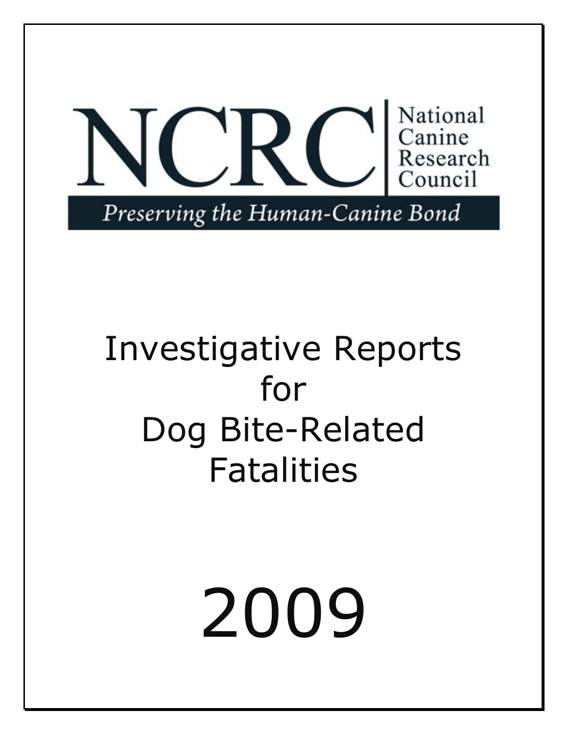# NCRC

National Canine Research Council

*Preserving the Human-Canine Bond*

# Investigative Reports for Dog Bite-Related Fatalities

# 2009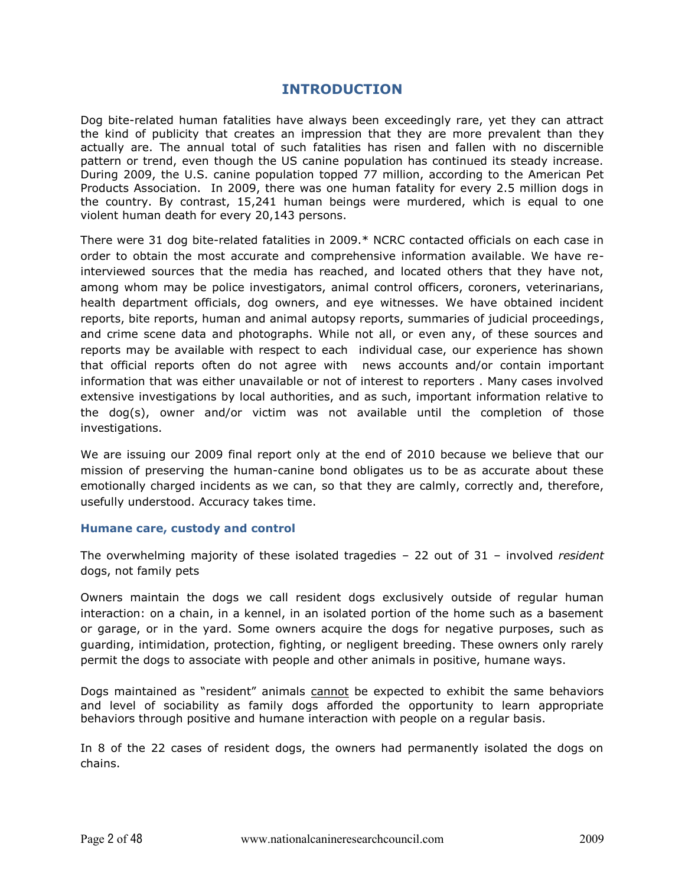# INTRODUCTION

Dog bite-related human fatalities have always been exceedingly rare, yet they can attract the kind of publicity that creates an impression that they are more prevalent than they actually are. The annual total of such fatalities has risen and fallen with no discernible pattern or trend, even though the US canine population has continued its steady increase. During 2009, the U.S. canine population topped 77 million, according to the American Pet Products Association. In 2009, there was one human fatality for every 2.5 million dogs in the country. By contrast, 15,241 human beings were murdered, which is equal to one violent human death for every 20,143 persons.

There were 31 dog bite-related fatalities in 2009.* NCRC contacted officials on each case in order to obtain the most accurate and comprehensive information available. We have re-interviewed sources that the media has reached, and located others that they have not, among whom may be police investigators, animal control officers, coroners, veterinarians, health department officials, dog owners, and eye witnesses. We have obtained incident reports, bite reports, human and animal autopsy reports, summaries of judicial proceedings, and crime scene data and photographs. While not all, or even any, of these sources and reports may be available with respect to each individual case, our experience has shown that official reports often do not agree with news accounts and/or contain important information that was either unavailable or not of interest to reporters . Many cases involved extensive investigations by local authorities, and as such, important information relative to the dog(s), owner and/or victim was not available until the completion of those investigations.

We are issuing our 2009 final report only at the end of 2010 because we believe that our mission of preserving the human-canine bond obligates us to be as accurate about these emotionally charged incidents as we can, so that they are calmly, correctly and, therefore, usefully understood. Accuracy takes time.

### Humane care, custody and control

The overwhelming majority of these isolated tragedies – 22 out of 31 – involved *resident* dogs, not family pets

Owners maintain the dogs we call resident dogs exclusively outside of regular human interaction: on a chain, in a kennel, in an isolated portion of the home such as a basement or garage, or in the yard. Some owners acquire the dogs for negative purposes, such as guarding, intimidation, protection, fighting, or negligent breeding. These owners only rarely permit the dogs to associate with people and other animals in positive, humane ways.

Dogs maintained as "resident" animals <u>cannot</u> be expected to exhibit the same behaviors and level of sociability as family dogs afforded the opportunity to learn appropriate behaviors through positive and humane interaction with people on a regular basis.

In 8 of the 22 cases of resident dogs, the owners had permanently isolated the dogs on chains.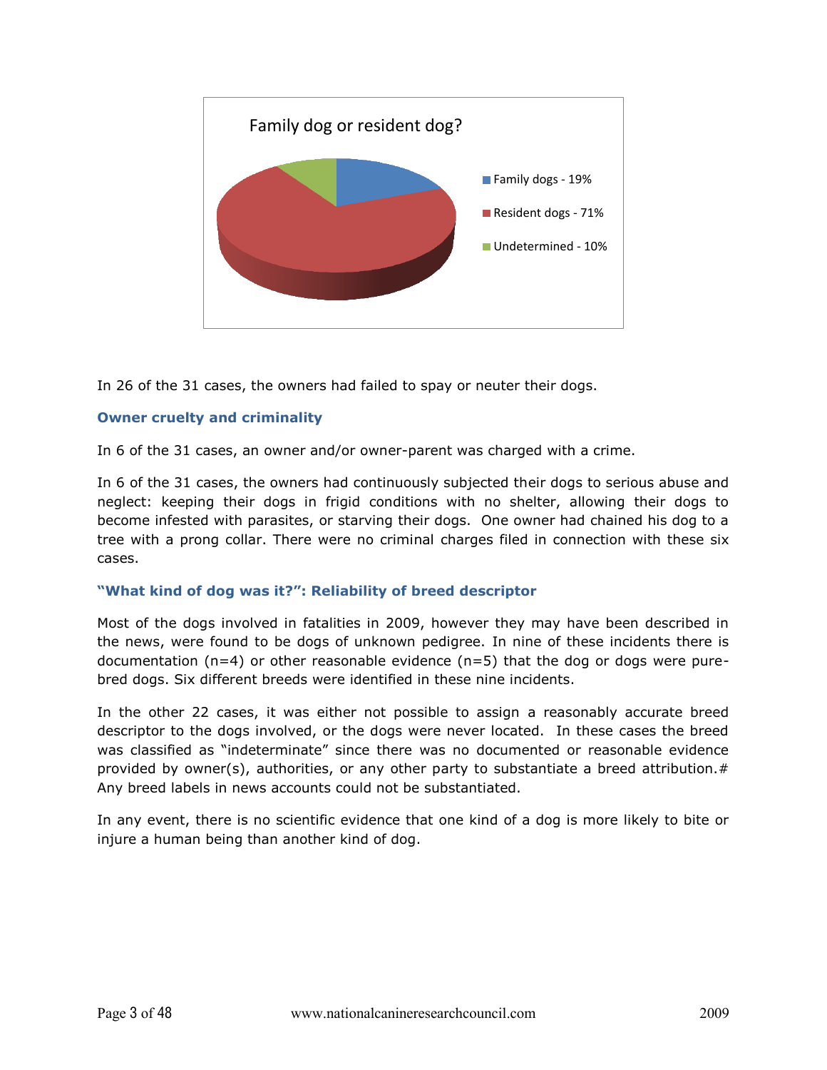Family dog or resident dog?

- Family dogs - 19%
- Resident dogs - 71%
- Undetermined - 10%

In 26 of the 31 cases, the owners had failed to spay or neuter their dogs.

### Owner cruelty and criminality

In 6 of the 31 cases, an owner and/or owner-parent was charged with a crime.

In 6 of the 31 cases, the owners had continuously subjected their dogs to serious abuse and neglect: keeping their dogs in frigid conditions with no shelter, allowing their dogs to become infested with parasites, or starving their dogs. One owner had chained his dog to a tree with a prong collar. There were no criminal charges filed in connection with these six cases.

### "What kind of dog was it?": Reliability of breed descriptor

Most of the dogs involved in fatalities in 2009, however they may have been described in the news, were found to be dogs of unknown pedigree. In nine of these incidents there is documentation (n=4) or other reasonable evidence (n=5) that the dog or dogs were pure-bred dogs. Six different breeds were identified in these nine incidents.

In the other 22 cases, it was either not possible to assign a reasonably accurate breed descriptor to the dogs involved, or the dogs were never located. In these cases the breed was classified as "indeterminate" since there was no documented or reasonable evidence provided by owner(s), authorities, or any other party to substantiate a breed attribution.# Any breed labels in news accounts could not be substantiated.

In any event, there is no scientific evidence that one kind of a dog is more likely to bite or injure a human being than another kind of dog.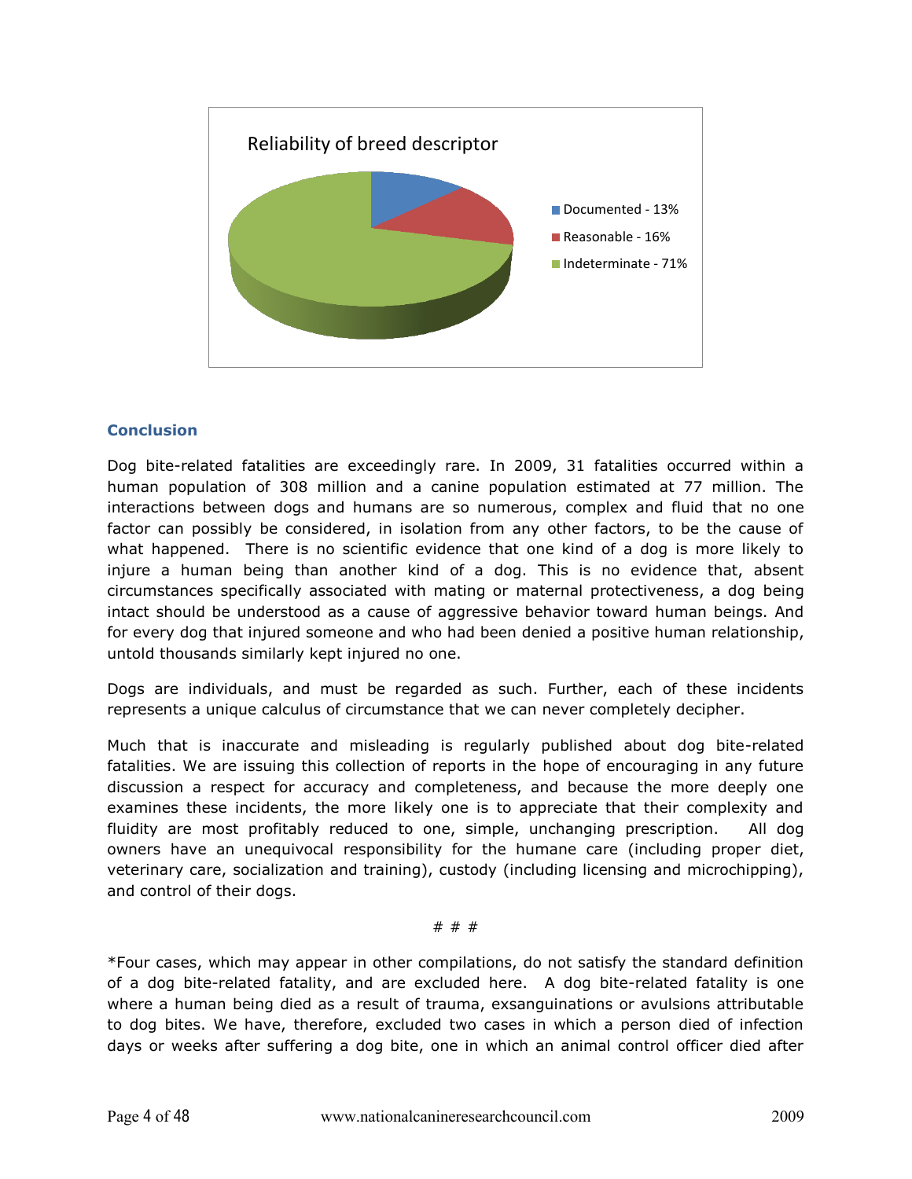Reliability of breed descriptor

- Documented - 13%
- Reasonable - 16%
- Indeterminate - 71%

### Conclusion

Dog bite-related fatalities are exceedingly rare. In 2009, 31 fatalities occurred within a human population of 308 million and a canine population estimated at 77 million. The interactions between dogs and humans are so numerous, complex and fluid that no one factor can possibly be considered, in isolation from any other factors, to be the cause of what happened. There is no scientific evidence that one kind of a dog is more likely to injure a human being than another kind of a dog. This is no evidence that, absent circumstances specifically associated with mating or maternal protectiveness, a dog being intact should be understood as a cause of aggressive behavior toward human beings. And for every dog that injured someone and who had been denied a positive human relationship, untold thousands similarly kept injured no one.

Dogs are individuals, and must be regarded as such. Further, each of these incidents represents a unique calculus of circumstance that we can never completely decipher.

Much that is inaccurate and misleading is regularly published about dog bite-related fatalities. We are issuing this collection of reports in the hope of encouraging in any future discussion a respect for accuracy and completeness, and because the more deeply one examines these incidents, the more likely one is to appreciate that their complexity and fluidity are most profitably reduced to one, simple, unchanging prescription. All dog owners have an unequivocal responsibility for the humane care (including proper diet, veterinary care, socialization and training), custody (including licensing and microchipping), and control of their dogs.

# # #

*Four cases, which may appear in other compilations, do not satisfy the standard definition of a dog bite-related fatality, and are excluded here. A dog bite-related fatality is one where a human being died as a result of trauma, exsanguinations or avulsions attributable to dog bites. We have, therefore, excluded two cases in which a person died of infection days or weeks after suffering a dog bite, one in which an animal control officer died after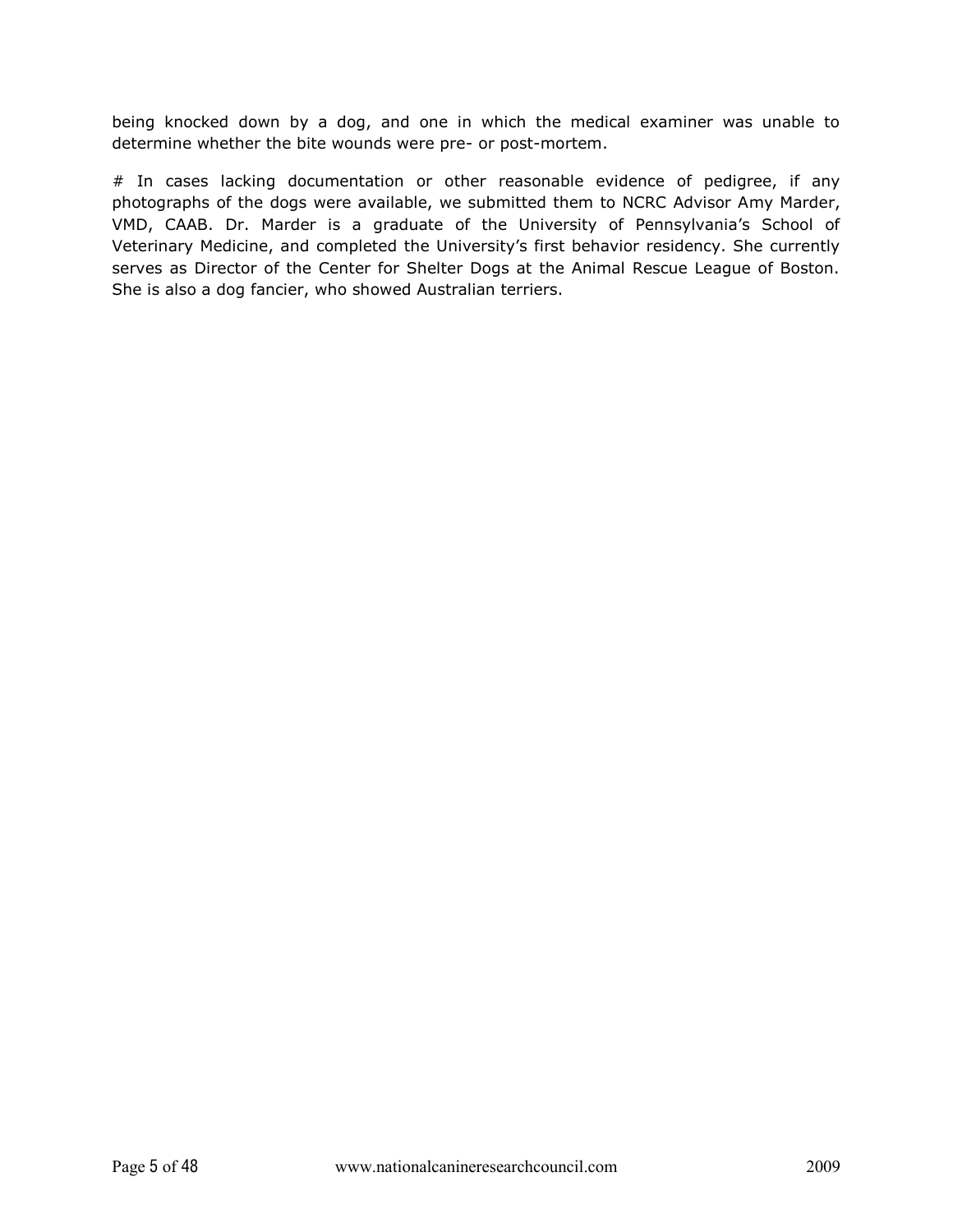being knocked down by a dog, and one in which the medical examiner was unable to determine whether the bite wounds were pre- or post-mortem.

# In cases lacking documentation or other reasonable evidence of pedigree, if any photographs of the dogs were available, we submitted them to NCRC Advisor Amy Marder, VMD, CAAB. Dr. Marder is a graduate of the University of Pennsylvania's School of Veterinary Medicine, and completed the University's first behavior residency. She currently serves as Director of the Center for Shelter Dogs at the Animal Rescue League of Boston. She is also a dog fancier, who showed Australian terriers.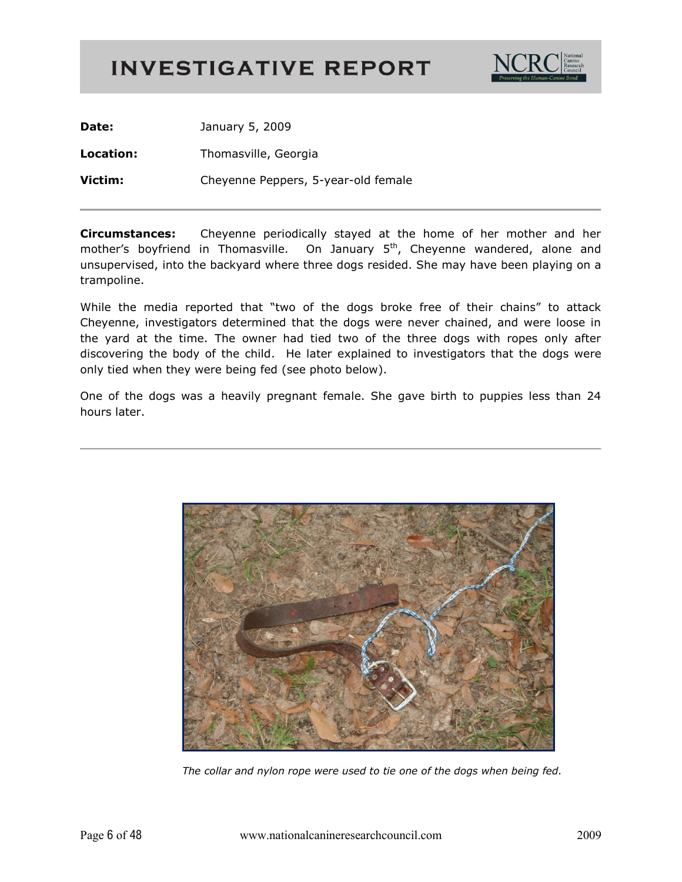# INVESTIGATIVE REPORT

**Date:** January 5, 2009

**Location:** Thomasville, Georgia

**Victim:** Cheyenne Peppers, 5-year-old female

---

**Circumstances:** Cheyenne periodically stayed at the home of her mother and her mother's boyfriend in Thomasville. On January 5th, Cheyenne wandered, alone and unsupervised, into the backyard where three dogs resided. She may have been playing on a trampoline.

While the media reported that "two of the dogs broke free of their chains" to attack Cheyenne, investigators determined that the dogs were never chained, and were loose in the yard at the time. The owner had tied two of the three dogs with ropes only after discovering the body of the child. He later explained to investigators that the dogs were only tied when they were being fed (see photo below).

One of the dogs was a heavily pregnant female. She gave birth to puppies less than 24 hours later.

---

*The collar and nylon rope were used to tie one of the dogs when being fed.*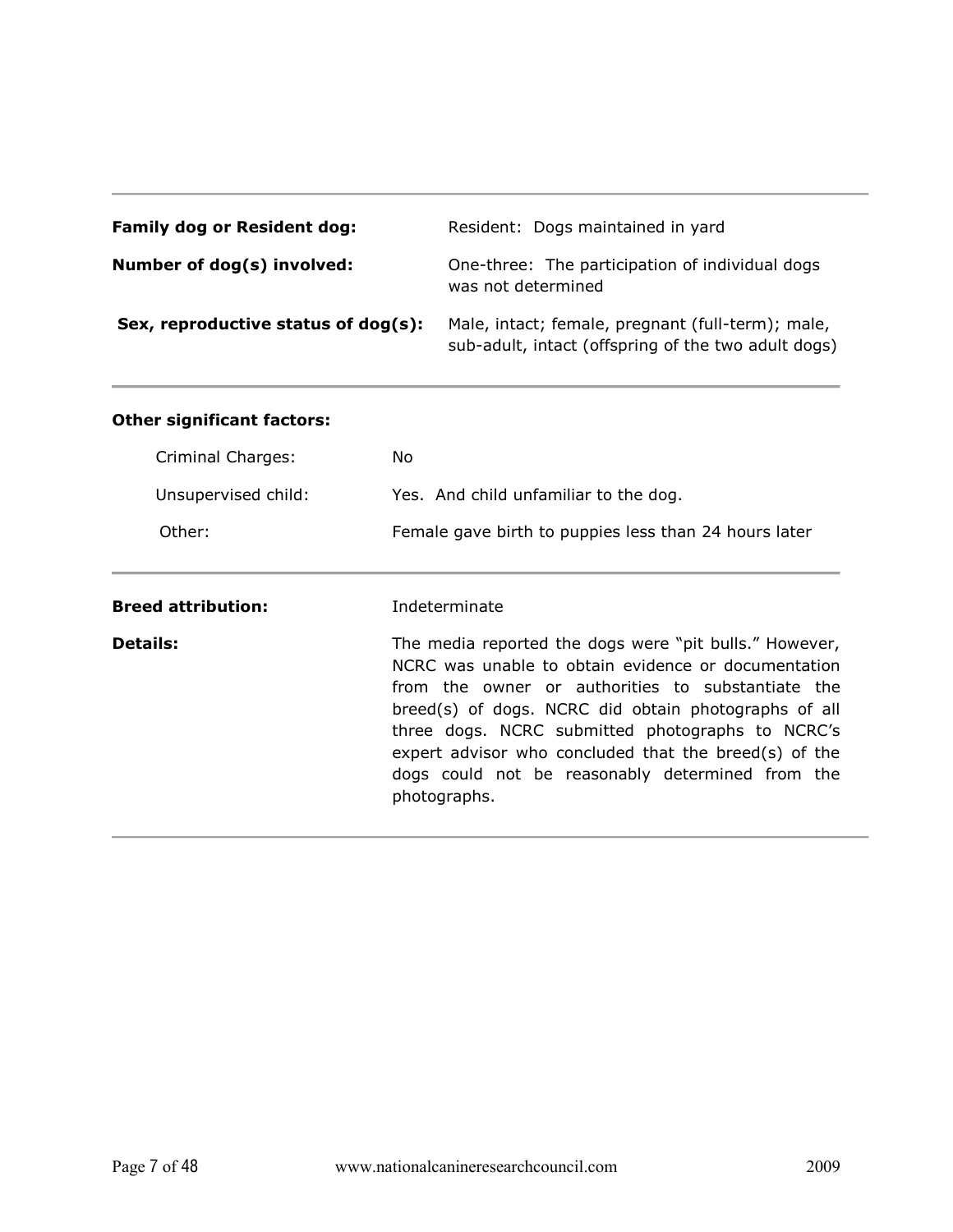| | |
|---|---|
| **Family dog or Resident dog:** | Resident: Dogs maintained in yard |
| **Number of dog(s) involved:** | One-three: The participation of individual dogs was not determined |
| **Sex, reproductive status of dog(s):** | Male, intact; female, pregnant (full-term); male, sub-adult, intact (offspring of the two adult dogs) |

**Other significant factors:**

| | |
|---|---|
| Criminal Charges: | No |
| Unsupervised child: | Yes. And child unfamiliar to the dog. |
| Other: | Female gave birth to puppies less than 24 hours later |

| | |
|---|---|
| **Breed attribution:** | Indeterminate |
| **Details:** | The media reported the dogs were "pit bulls." However, NCRC was unable to obtain evidence or documentation from the owner or authorities to substantiate the breed(s) of dogs. NCRC did obtain photographs of all three dogs. NCRC submitted photographs to NCRC's expert advisor who concluded that the breed(s) of the dogs could not be reasonably determined from the photographs. |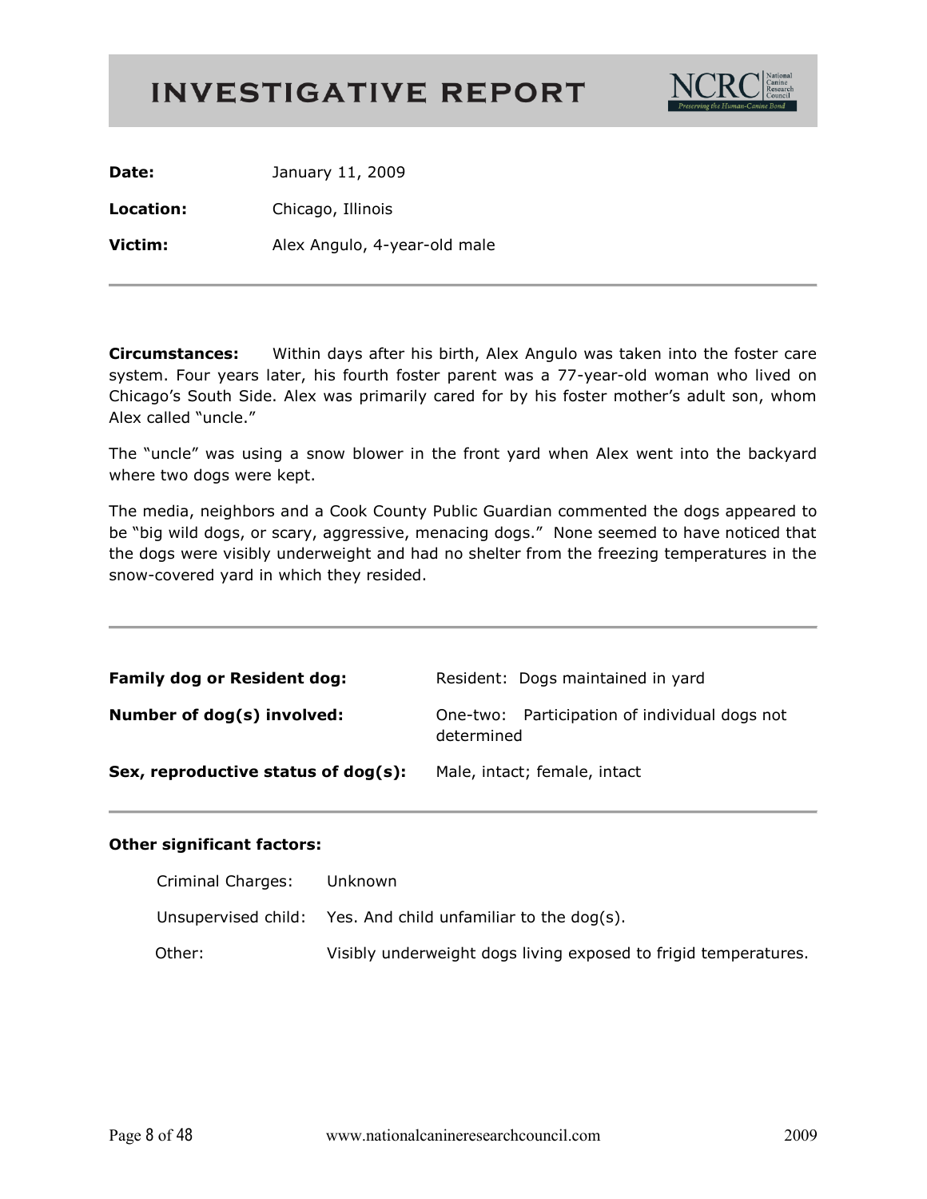# INVESTIGATIVE REPORT

| | |
|---|---|
| **Date:** | January 11, 2009 |
| **Location:** | Chicago, Illinois |
| **Victim:** | Alex Angulo, 4-year-old male |

---

**Circumstances:** Within days after his birth, Alex Angulo was taken into the foster care system. Four years later, his fourth foster parent was a 77-year-old woman who lived on Chicago's South Side. Alex was primarily cared for by his foster mother's adult son, whom Alex called "uncle."

The "uncle" was using a snow blower in the front yard when Alex went into the backyard where two dogs were kept.

The media, neighbors and a Cook County Public Guardian commented the dogs appeared to be "big wild dogs, or scary, aggressive, menacing dogs." None seemed to have noticed that the dogs were visibly underweight and had no shelter from the freezing temperatures in the snow-covered yard in which they resided.

---

| | |
|---|---|
| **Family dog or Resident dog:** | Resident: Dogs maintained in yard |
| **Number of dog(s) involved:** | One-two: Participation of individual dogs not determined |
| **Sex, reproductive status of dog(s):** | Male, intact; female, intact |

---

**Other significant factors:**

| | |
|---|---|
| Criminal Charges: | Unknown |
| Unsupervised child: | Yes. And child unfamiliar to the dog(s). |
| Other: | Visibly underweight dogs living exposed to frigid temperatures. |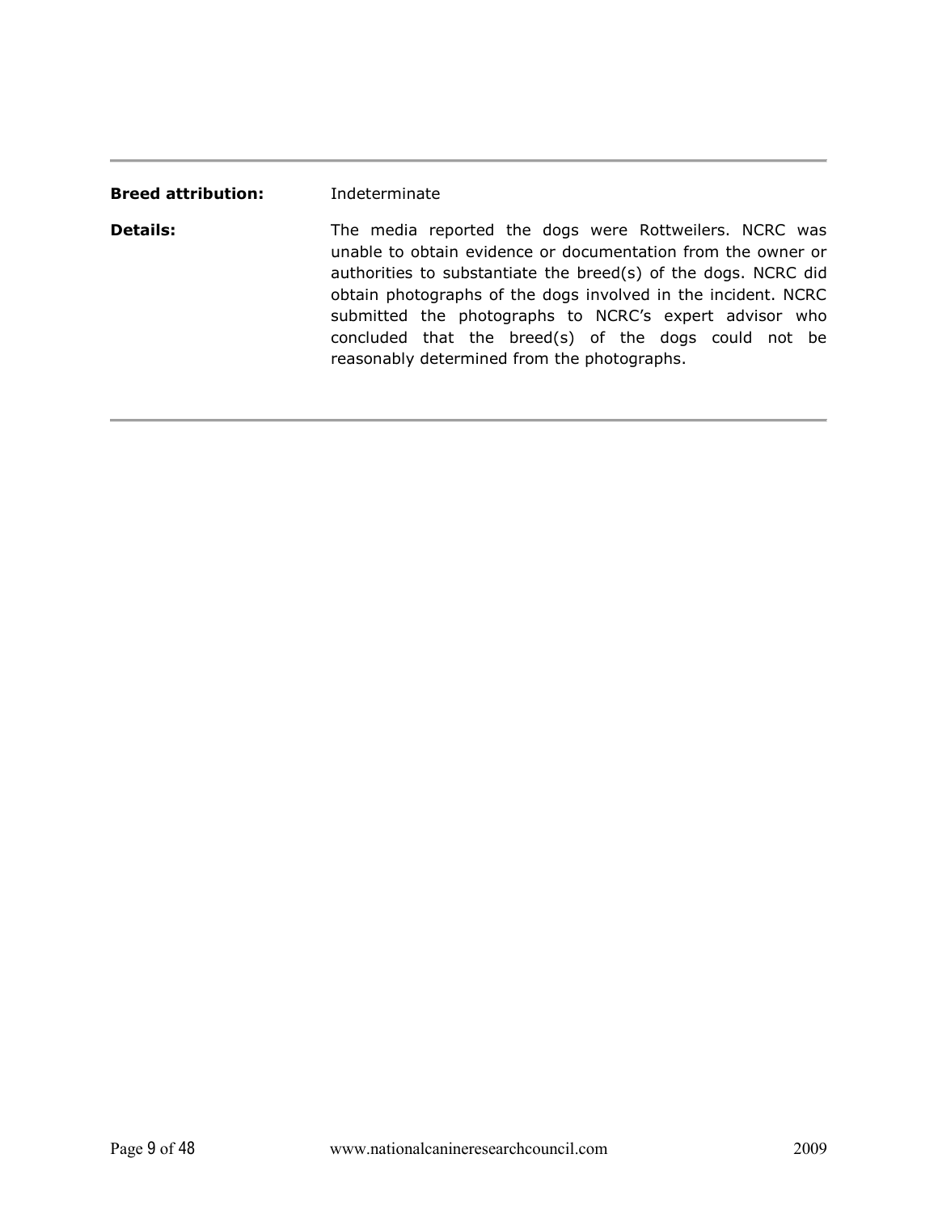**Breed attribution:** Indeterminate

**Details:** The media reported the dogs were Rottweilers. NCRC was unable to obtain evidence or documentation from the owner or authorities to substantiate the breed(s) of the dogs. NCRC did obtain photographs of the dogs involved in the incident. NCRC submitted the photographs to NCRC's expert advisor who concluded that the breed(s) of the dogs could not be reasonably determined from the photographs.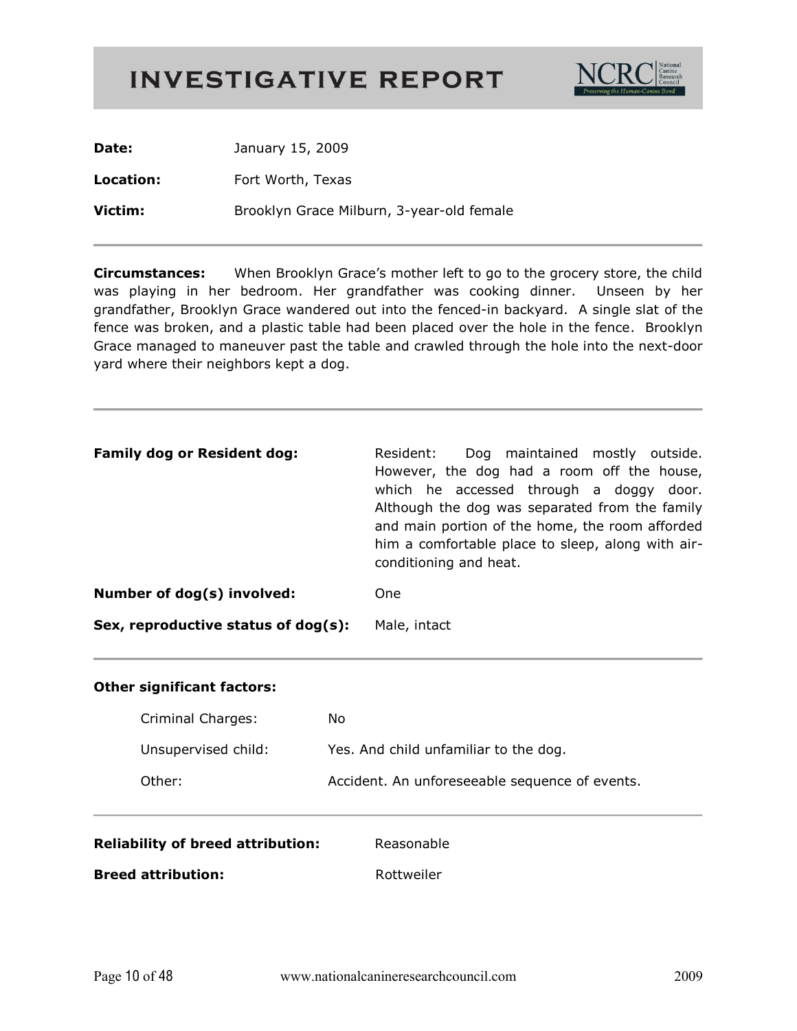# INVESTIGATIVE REPORT

NCRC National Canine Research Council — *Preserving the Human-Canine Bond*

**Date:** January 15, 2009

**Location:** Fort Worth, Texas

**Victim:** Brooklyn Grace Milburn, 3-year-old female

---

**Circumstances:** When Brooklyn Grace's mother left to go to the grocery store, the child was playing in her bedroom. Her grandfather was cooking dinner. Unseen by her grandfather, Brooklyn Grace wandered out into the fenced-in backyard. A single slat of the fence was broken, and a plastic table had been placed over the hole in the fence. Brooklyn Grace managed to maneuver past the table and crawled through the hole into the next-door yard where their neighbors kept a dog.

---

**Family dog or Resident dog:** Resident: Dog maintained mostly outside. However, the dog had a room off the house, which he accessed through a doggy door. Although the dog was separated from the family and main portion of the home, the room afforded him a comfortable place to sleep, along with air-conditioning and heat.

**Number of dog(s) involved:** One

**Sex, reproductive status of dog(s):** Male, intact

---

**Other significant factors:**

Criminal Charges: No

Unsupervised child: Yes. And child unfamiliar to the dog.

Other: Accident. An unforeseeable sequence of events.

---

**Reliability of breed attribution:** Reasonable

**Breed attribution:** Rottweiler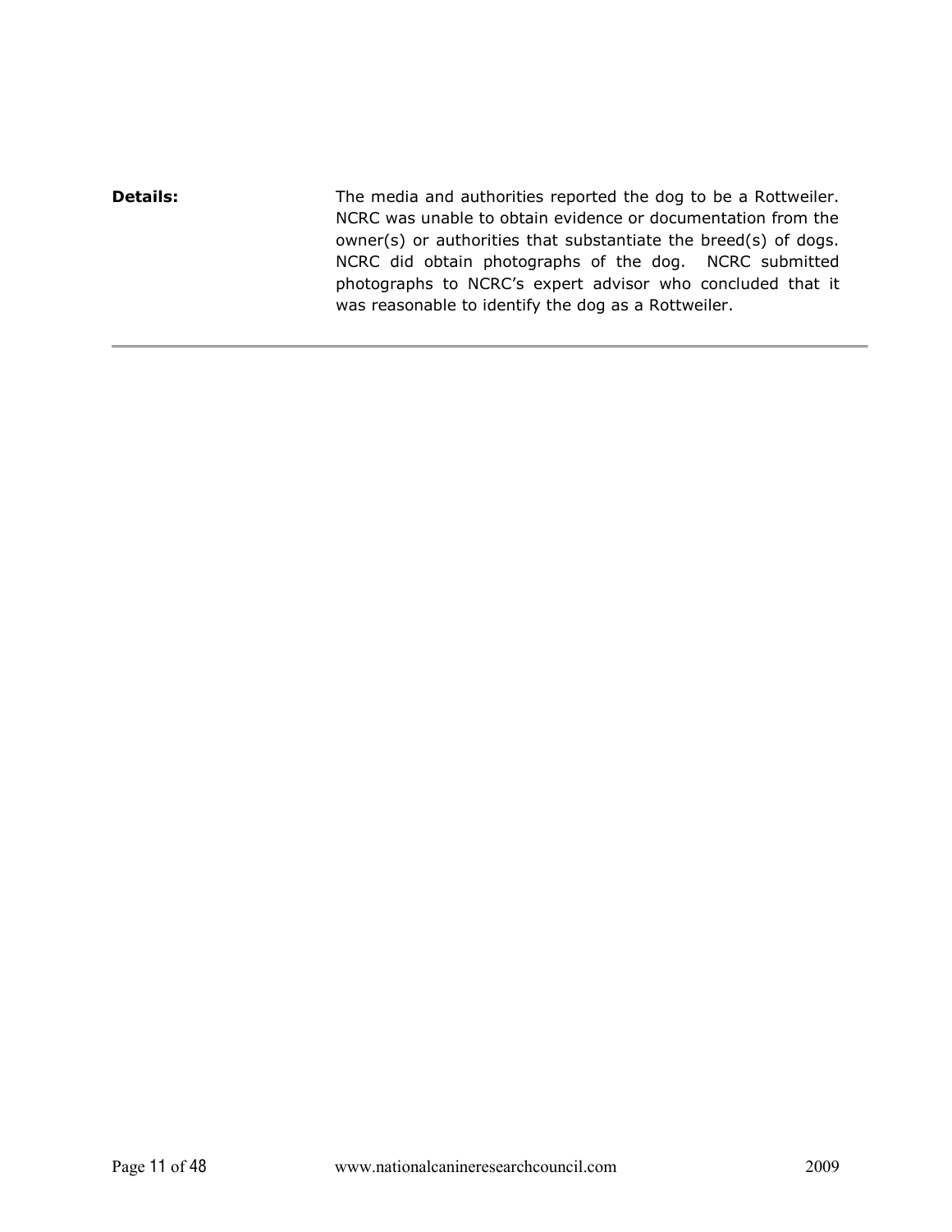**Details:** The media and authorities reported the dog to be a Rottweiler. NCRC was unable to obtain evidence or documentation from the owner(s) or authorities that substantiate the breed(s) of dogs. NCRC did obtain photographs of the dog. NCRC submitted photographs to NCRC's expert advisor who concluded that it was reasonable to identify the dog as a Rottweiler.

---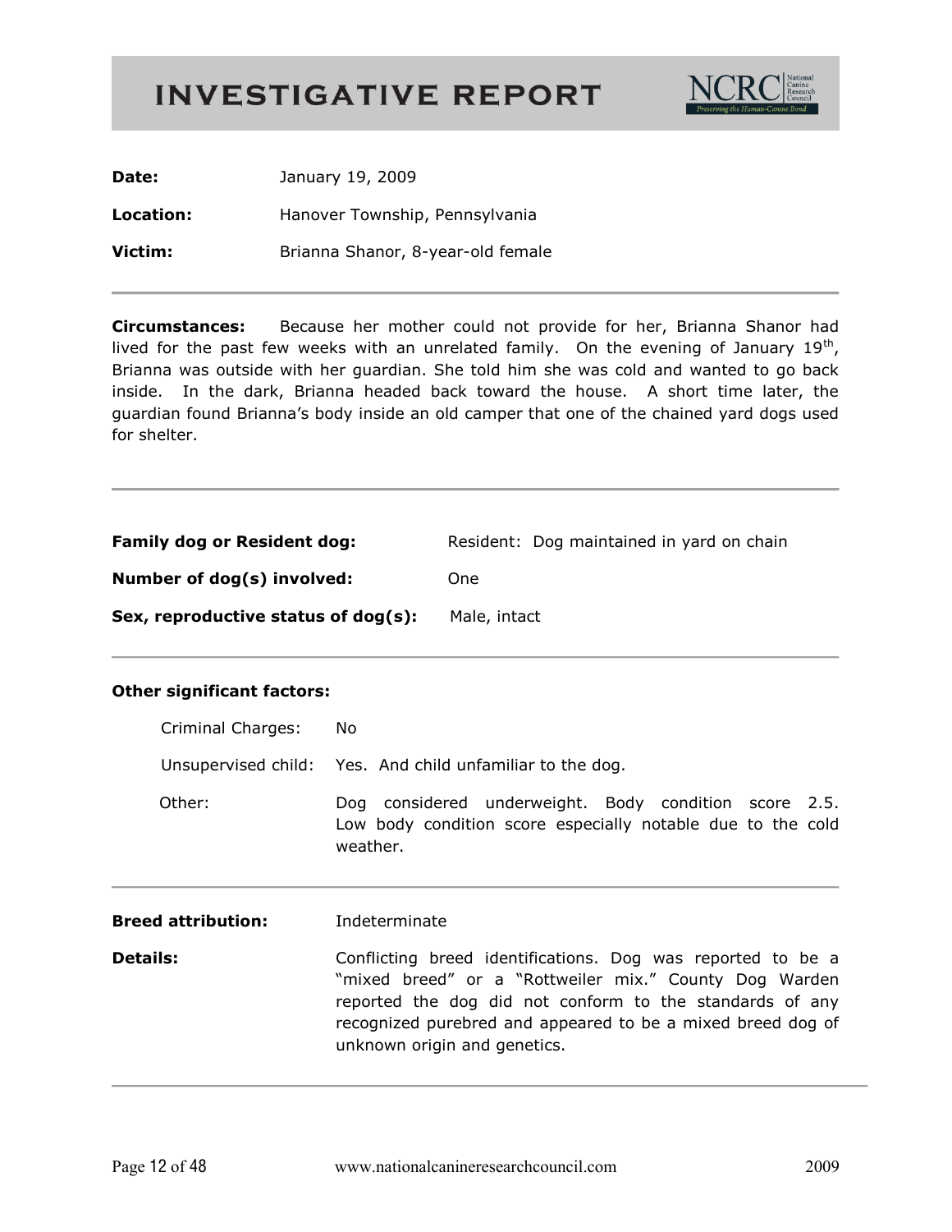# INVESTIGATIVE REPORT

NCRC National Canine Research Council — *Preserving the Human-Canine Bond*

**Date:** January 19, 2009

**Location:** Hanover Township, Pennsylvania

**Victim:** Brianna Shanor, 8-year-old female

---

**Circumstances:** Because her mother could not provide for her, Brianna Shanor had lived for the past few weeks with an unrelated family. On the evening of January 19th, Brianna was outside with her guardian. She told him she was cold and wanted to go back inside. In the dark, Brianna headed back toward the house. A short time later, the guardian found Brianna's body inside an old camper that one of the chained yard dogs used for shelter.

---

**Family dog or Resident dog:** Resident: Dog maintained in yard on chain

**Number of dog(s) involved:** One

**Sex, reproductive status of dog(s):** Male, intact

---

**Other significant factors:**

Criminal Charges: No

Unsupervised child: Yes. And child unfamiliar to the dog.

Other: Dog considered underweight. Body condition score 2.5. Low body condition score especially notable due to the cold weather.

---

**Breed attribution:** Indeterminate

**Details:** Conflicting breed identifications. Dog was reported to be a "mixed breed" or a "Rottweiler mix." County Dog Warden reported the dog did not conform to the standards of any recognized purebred and appeared to be a mixed breed dog of unknown origin and genetics.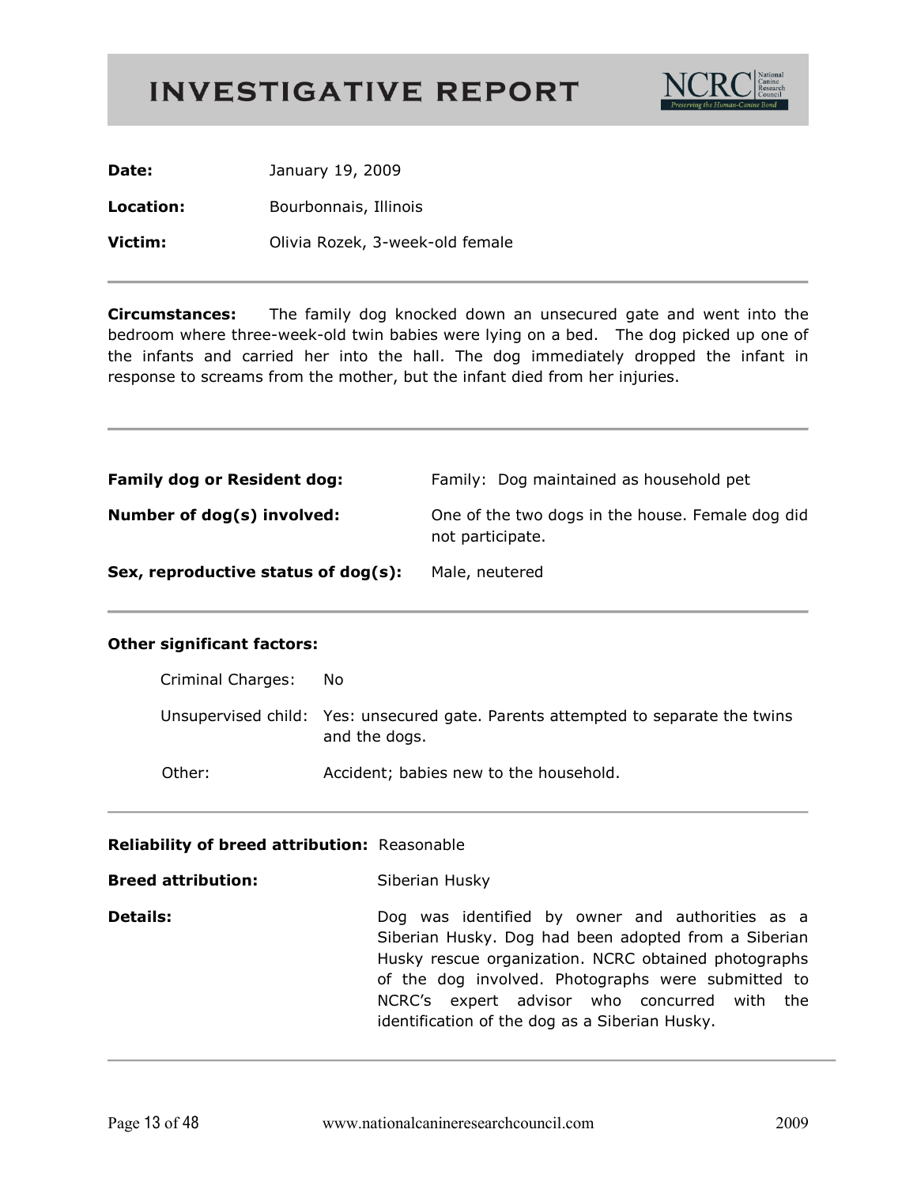# INVESTIGATIVE REPORT

**Date:** January 19, 2009

**Location:** Bourbonnais, Illinois

**Victim:** Olivia Rozek, 3-week-old female

---

**Circumstances:** The family dog knocked down an unsecured gate and went into the bedroom where three-week-old twin babies were lying on a bed. The dog picked up one of the infants and carried her into the hall. The dog immediately dropped the infant in response to screams from the mother, but the infant died from her injuries.

---

**Family dog or Resident dog:** Family: Dog maintained as household pet

**Number of dog(s) involved:** One of the two dogs in the house. Female dog did not participate.

**Sex, reproductive status of dog(s):** Male, neutered

---

**Other significant factors:**

Criminal Charges: No

Unsupervised child: Yes: unsecured gate. Parents attempted to separate the twins and the dogs.

Other: Accident; babies new to the household.

---

**Reliability of breed attribution:** Reasonable

**Breed attribution:** Siberian Husky

**Details:** Dog was identified by owner and authorities as a Siberian Husky. Dog had been adopted from a Siberian Husky rescue organization. NCRC obtained photographs of the dog involved. Photographs were submitted to NCRC's expert advisor who concurred with the identification of the dog as a Siberian Husky.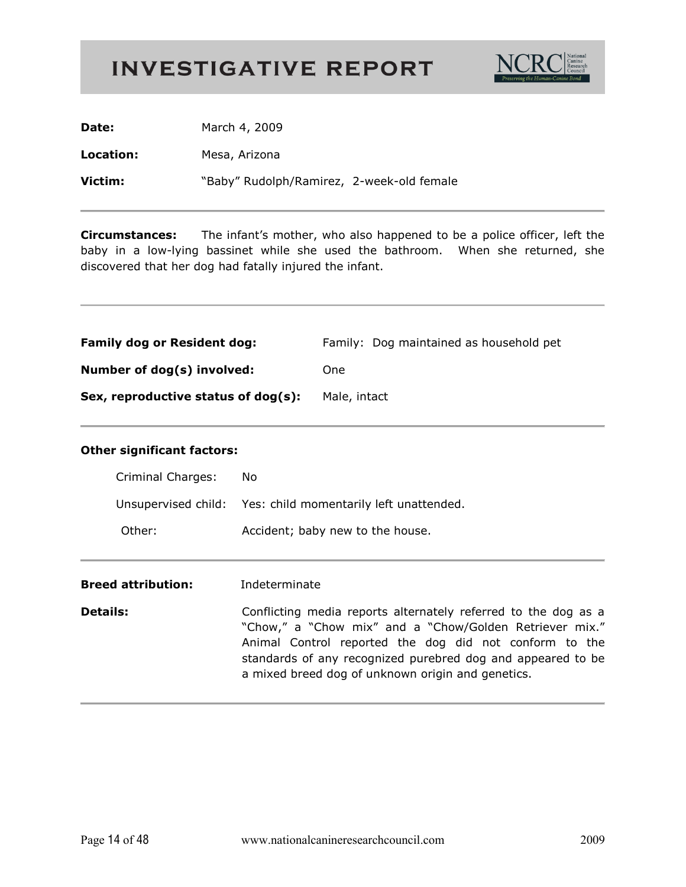# INVESTIGATIVE REPORT

**Date:** March 4, 2009

**Location:** Mesa, Arizona

**Victim:** "Baby" Rudolph/Ramirez, 2-week-old female

---

**Circumstances:** The infant's mother, who also happened to be a police officer, left the baby in a low-lying bassinet while she used the bathroom. When she returned, she discovered that her dog had fatally injured the infant.

---

**Family dog or Resident dog:** Family: Dog maintained as household pet

**Number of dog(s) involved:** One

**Sex, reproductive status of dog(s):** Male, intact

---

**Other significant factors:**

Criminal Charges: No

Unsupervised child: Yes: child momentarily left unattended.

Other: Accident; baby new to the house.

---

**Breed attribution:** Indeterminate

**Details:** Conflicting media reports alternately referred to the dog as a "Chow," a "Chow mix" and a "Chow/Golden Retriever mix." Animal Control reported the dog did not conform to the standards of any recognized purebred dog and appeared to be a mixed breed dog of unknown origin and genetics.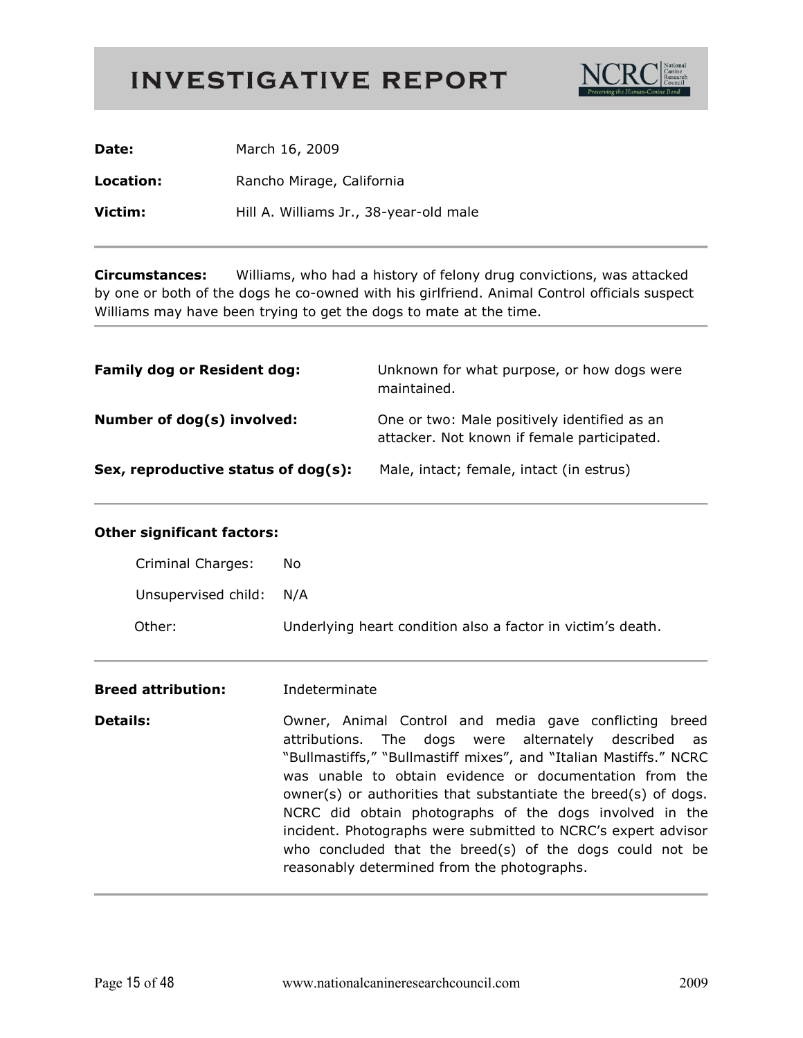# INVESTIGATIVE REPORT

**Date:** March 16, 2009

**Location:** Rancho Mirage, California

**Victim:** Hill A. Williams Jr., 38-year-old male

---

**Circumstances:** Williams, who had a history of felony drug convictions, was attacked by one or both of the dogs he co-owned with his girlfriend. Animal Control officials suspect Williams may have been trying to get the dogs to mate at the time.

---

**Family dog or Resident dog:** Unknown for what purpose, or how dogs were maintained.

**Number of dog(s) involved:** One or two: Male positively identified as an attacker. Not known if female participated.

**Sex, reproductive status of dog(s):** Male, intact; female, intact (in estrus)

---

**Other significant factors:**

Criminal Charges: No

Unsupervised child: N/A

Other: Underlying heart condition also a factor in victim's death.

---

**Breed attribution:** Indeterminate

**Details:** Owner, Animal Control and media gave conflicting breed attributions. The dogs were alternately described as "Bullmastiffs," "Bullmastiff mixes", and "Italian Mastiffs." NCRC was unable to obtain evidence or documentation from the owner(s) or authorities that substantiate the breed(s) of dogs. NCRC did obtain photographs of the dogs involved in the incident. Photographs were submitted to NCRC's expert advisor who concluded that the breed(s) of the dogs could not be reasonably determined from the photographs.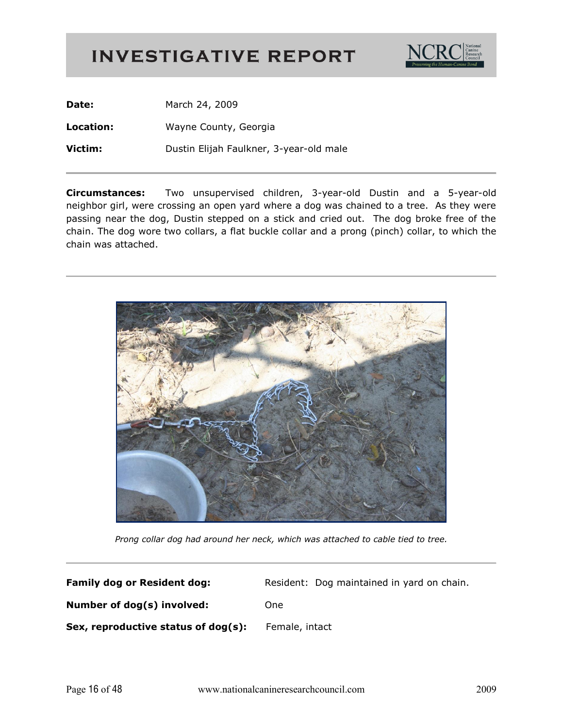# INVESTIGATIVE REPORT

**Date:** March 24, 2009

**Location:** Wayne County, Georgia

**Victim:** Dustin Elijah Faulkner, 3-year-old male

---

**Circumstances:** Two unsupervised children, 3-year-old Dustin and a 5-year-old neighbor girl, were crossing an open yard where a dog was chained to a tree. As they were passing near the dog, Dustin stepped on a stick and cried out. The dog broke free of the chain. The dog wore two collars, a flat buckle collar and a prong (pinch) collar, to which the chain was attached.

---

*Prong collar dog had around her neck, which was attached to cable tied to tree.*

---

**Family dog or Resident dog:** Resident: Dog maintained in yard on chain.

**Number of dog(s) involved:** One

**Sex, reproductive status of dog(s):** Female, intact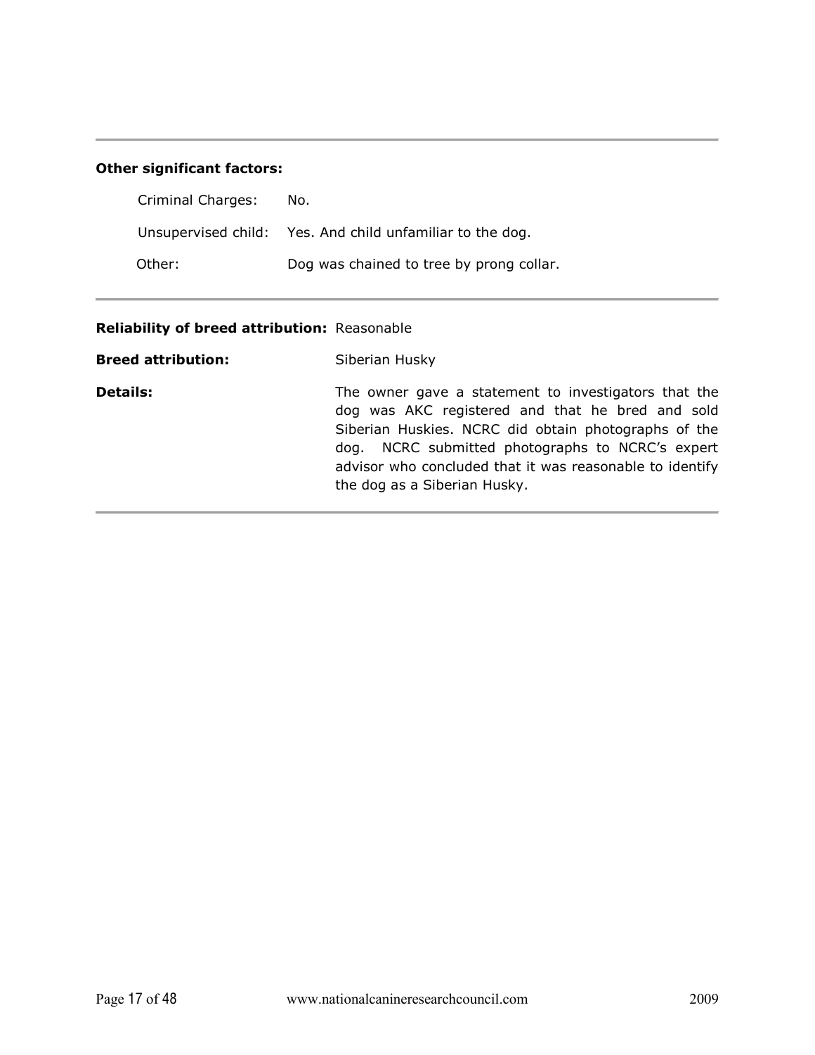**Other significant factors:**

Criminal Charges: No.

Unsupervised child: Yes. And child unfamiliar to the dog.

Other: Dog was chained to tree by prong collar.

---

**Reliability of breed attribution:** Reasonable

**Breed attribution:** Siberian Husky

**Details:** The owner gave a statement to investigators that the dog was AKC registered and that he bred and sold Siberian Huskies. NCRC did obtain photographs of the dog. NCRC submitted photographs to NCRC's expert advisor who concluded that it was reasonable to identify the dog as a Siberian Husky.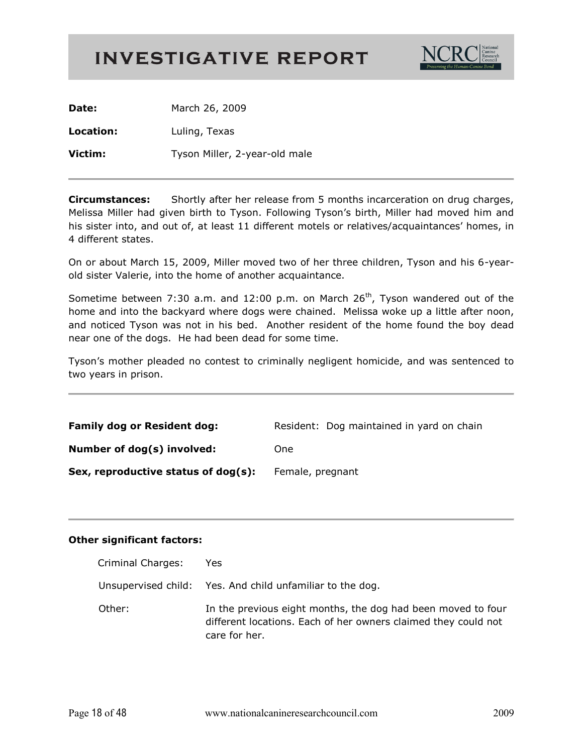# INVESTIGATIVE REPORT

**Date:** March 26, 2009

**Location:** Luling, Texas

**Victim:** Tyson Miller, 2-year-old male

---

**Circumstances:** Shortly after her release from 5 months incarceration on drug charges, Melissa Miller had given birth to Tyson. Following Tyson's birth, Miller had moved him and his sister into, and out of, at least 11 different motels or relatives/acquaintances' homes, in 4 different states.

On or about March 15, 2009, Miller moved two of her three children, Tyson and his 6-year-old sister Valerie, into the home of another acquaintance.

Sometime between 7:30 a.m. and 12:00 p.m. on March 26th, Tyson wandered out of the home and into the backyard where dogs were chained. Melissa woke up a little after noon, and noticed Tyson was not in his bed. Another resident of the home found the boy dead near one of the dogs. He had been dead for some time.

Tyson's mother pleaded no contest to criminally negligent homicide, and was sentenced to two years in prison.

---

**Family dog or Resident dog:** Resident: Dog maintained in yard on chain

**Number of dog(s) involved:** One

**Sex, reproductive status of dog(s):** Female, pregnant

---

**Other significant factors:**

| | |
|---|---|
| Criminal Charges: | Yes |
| Unsupervised child: | Yes. And child unfamiliar to the dog. |
| Other: | In the previous eight months, the dog had been moved to four different locations. Each of her owners claimed they could not care for her. |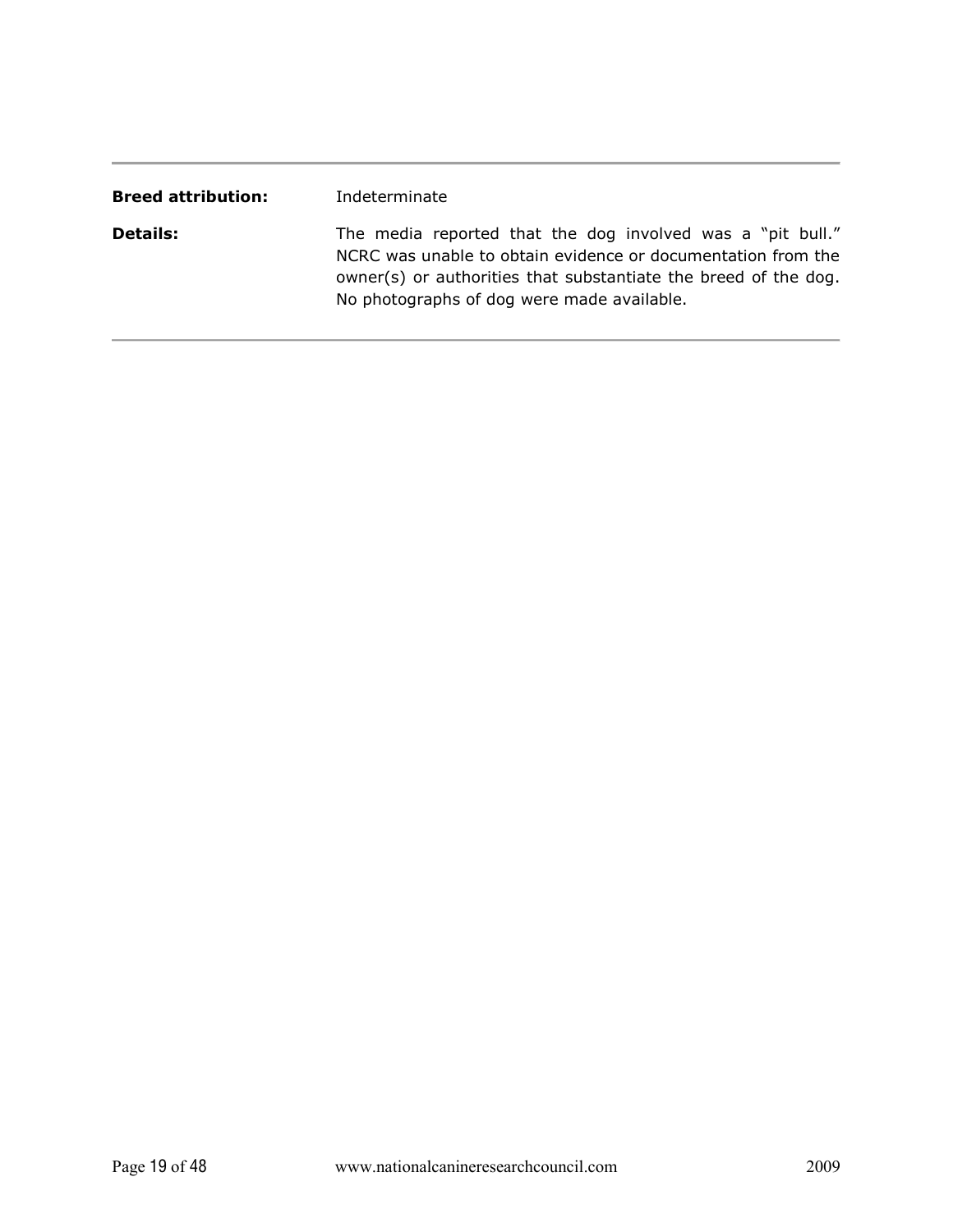**Breed attribution:** Indeterminate

**Details:** The media reported that the dog involved was a "pit bull." NCRC was unable to obtain evidence or documentation from the owner(s) or authorities that substantiate the breed of the dog. No photographs of dog were made available.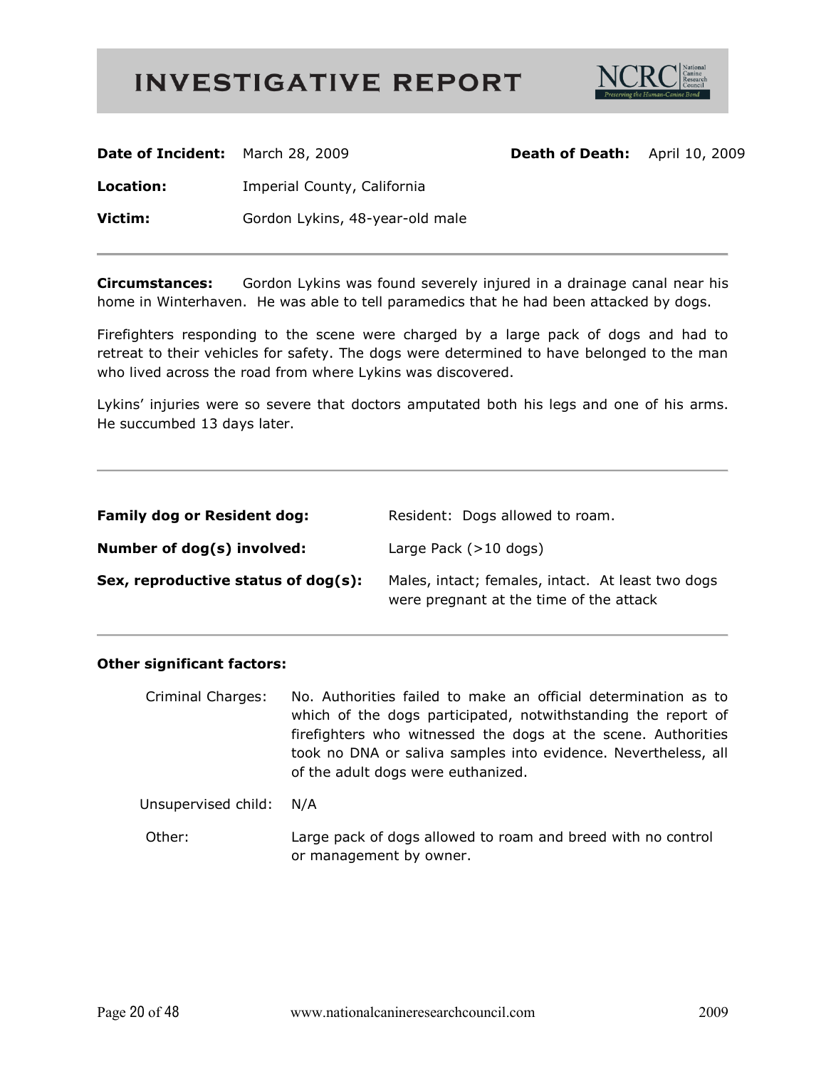# INVESTIGATIVE REPORT

**Date of Incident:** March 28, 2009 **Death of Death:** April 10, 2009

**Location:** Imperial County, California

**Victim:** Gordon Lykins, 48-year-old male

---

**Circumstances:** Gordon Lykins was found severely injured in a drainage canal near his home in Winterhaven. He was able to tell paramedics that he had been attacked by dogs.

Firefighters responding to the scene were charged by a large pack of dogs and had to retreat to their vehicles for safety. The dogs were determined to have belonged to the man who lived across the road from where Lykins was discovered.

Lykins' injuries were so severe that doctors amputated both his legs and one of his arms. He succumbed 13 days later.

---

**Family dog or Resident dog:** Resident: Dogs allowed to roam.

**Number of dog(s) involved:** Large Pack (>10 dogs)

**Sex, reproductive status of dog(s):** Males, intact; females, intact. At least two dogs were pregnant at the time of the attack

---

**Other significant factors:**

Criminal Charges: No. Authorities failed to make an official determination as to which of the dogs participated, notwithstanding the report of firefighters who witnessed the dogs at the scene. Authorities took no DNA or saliva samples into evidence. Nevertheless, all of the adult dogs were euthanized.

Unsupervised child: N/A

Other: Large pack of dogs allowed to roam and breed with no control or management by owner.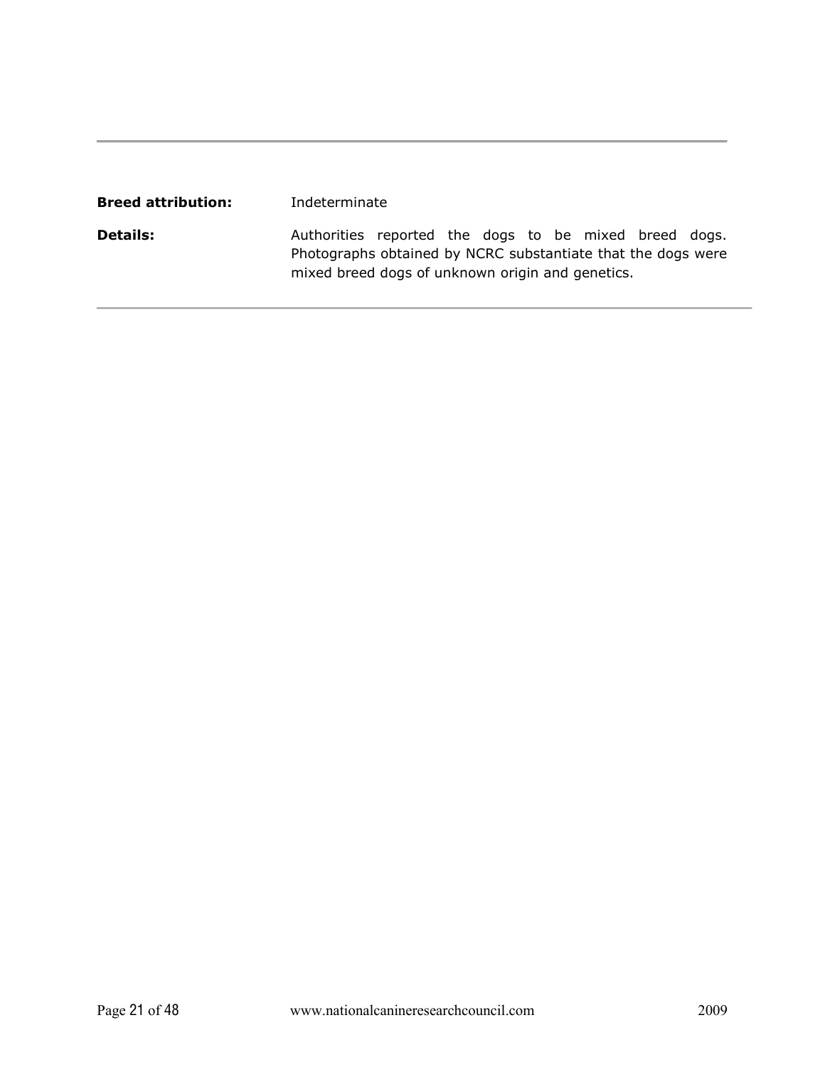---

**Breed attribution:** Indeterminate

**Details:** Authorities reported the dogs to be mixed breed dogs. Photographs obtained by NCRC substantiate that the dogs were mixed breed dogs of unknown origin and genetics.

---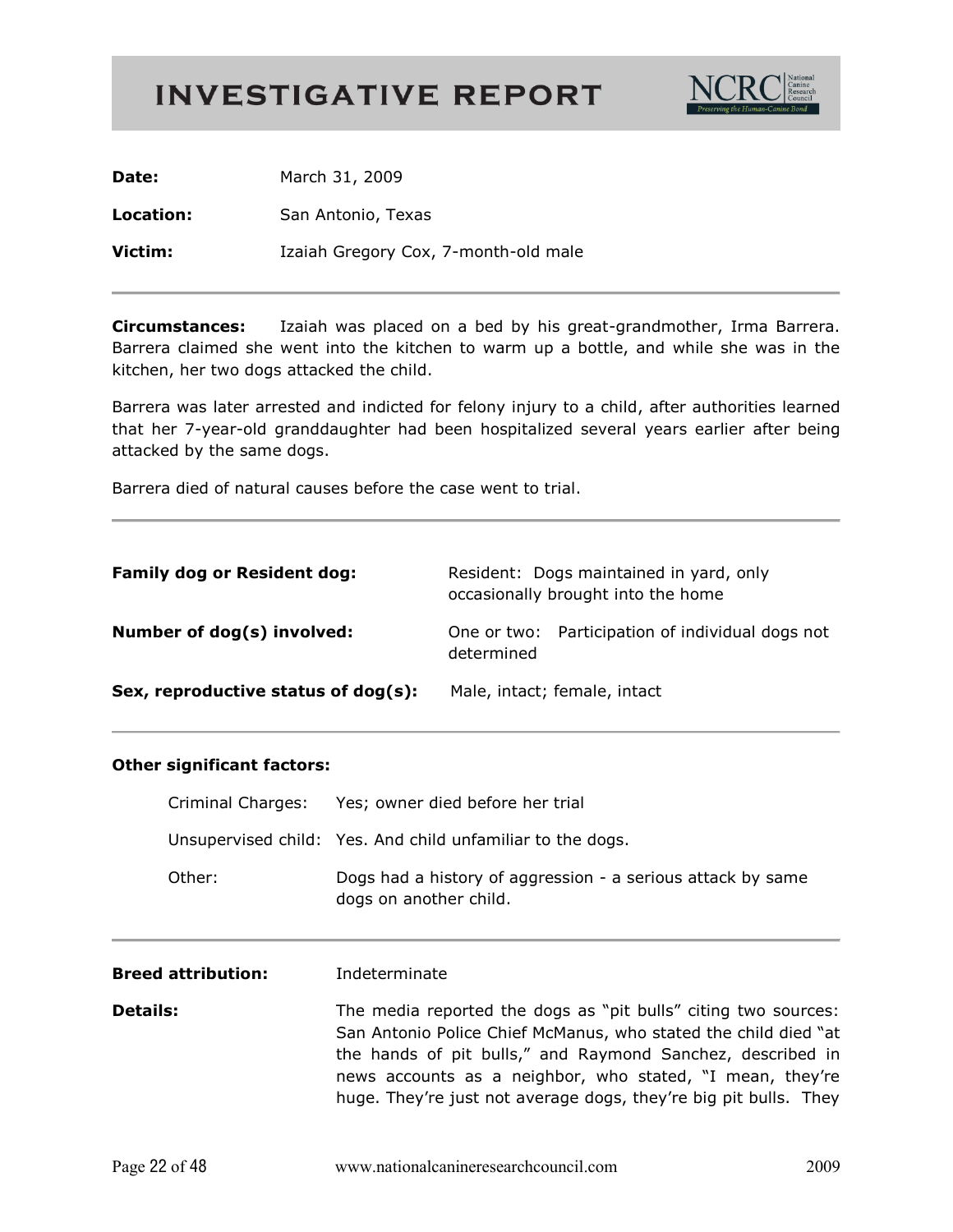# INVESTIGATIVE REPORT

| | |
|---|---|
| **Date:** | March 31, 2009 |
| **Location:** | San Antonio, Texas |
| **Victim:** | Izaiah Gregory Cox, 7-month-old male |

**Circumstances:** Izaiah was placed on a bed by his great-grandmother, Irma Barrera. Barrera claimed she went into the kitchen to warm up a bottle, and while she was in the kitchen, her two dogs attacked the child.

Barrera was later arrested and indicted for felony injury to a child, after authorities learned that her 7-year-old granddaughter had been hospitalized several years earlier after being attacked by the same dogs.

Barrera died of natural causes before the case went to trial.

| | |
|---|---|
| **Family dog or Resident dog:** | Resident: Dogs maintained in yard, only occasionally brought into the home |
| **Number of dog(s) involved:** | One or two: Participation of individual dogs not determined |
| **Sex, reproductive status of dog(s):** | Male, intact; female, intact |

**Other significant factors:**

| | |
|---|---|
| Criminal Charges: | Yes; owner died before her trial |
| Unsupervised child: | Yes. And child unfamiliar to the dogs. |
| Other: | Dogs had a history of aggression - a serious attack by same dogs on another child. |

**Breed attribution:** Indeterminate

**Details:** The media reported the dogs as "pit bulls" citing two sources: San Antonio Police Chief McManus, who stated the child died "at the hands of pit bulls," and Raymond Sanchez, described in news accounts as a neighbor, who stated, "I mean, they're huge. They're just not average dogs, they're big pit bulls. They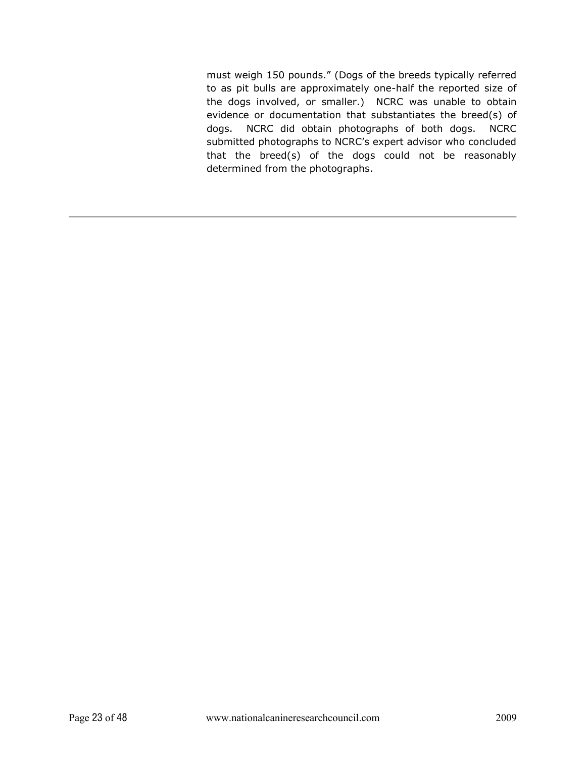must weigh 150 pounds." (Dogs of the breeds typically referred to as pit bulls are approximately one-half the reported size of the dogs involved, or smaller.) NCRC was unable to obtain evidence or documentation that substantiates the breed(s) of dogs. NCRC did obtain photographs of both dogs. NCRC submitted photographs to NCRC's expert advisor who concluded that the breed(s) of the dogs could not be reasonably determined from the photographs.

---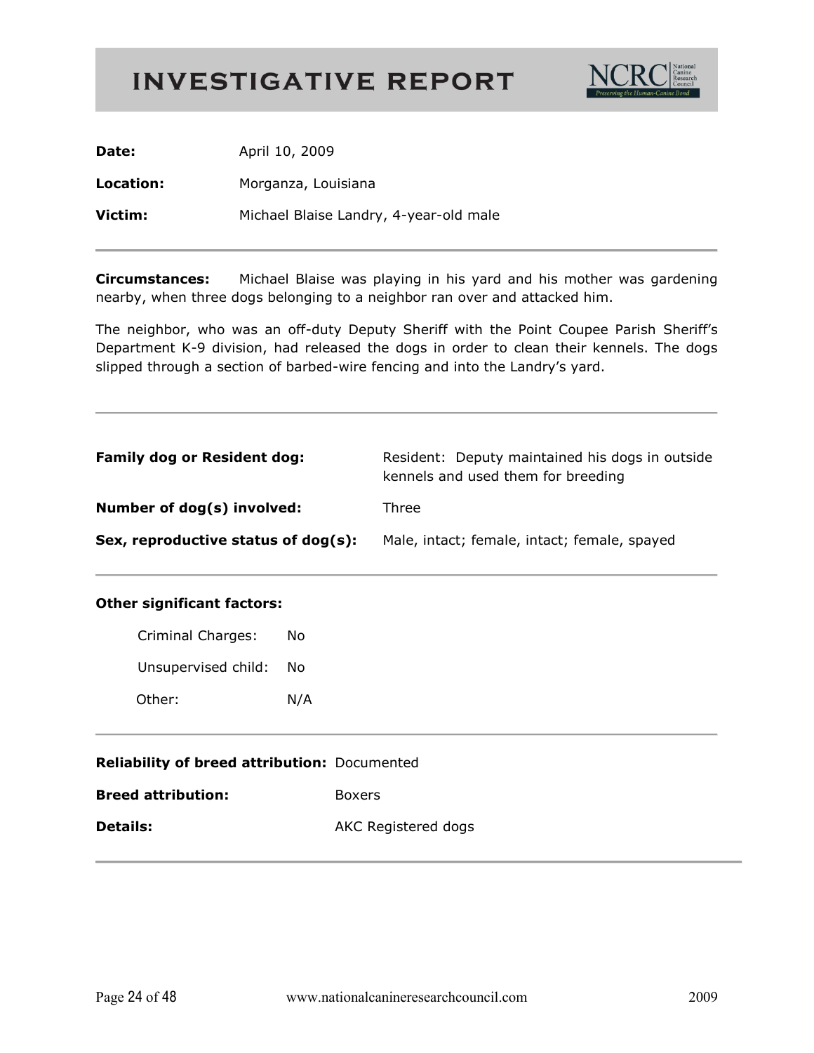# INVESTIGATIVE REPORT

NCRC National Canine Research Council — Preserving the Human-Canine Bond

**Date:** April 10, 2009

**Location:** Morganza, Louisiana

**Victim:** Michael Blaise Landry, 4-year-old male

---

**Circumstances:** Michael Blaise was playing in his yard and his mother was gardening nearby, when three dogs belonging to a neighbor ran over and attacked him.

The neighbor, who was an off-duty Deputy Sheriff with the Point Coupee Parish Sheriff's Department K-9 division, had released the dogs in order to clean their kennels. The dogs slipped through a section of barbed-wire fencing and into the Landry's yard.

---

**Family dog or Resident dog:** Resident: Deputy maintained his dogs in outside kennels and used them for breeding

**Number of dog(s) involved:** Three

**Sex, reproductive status of dog(s):** Male, intact; female, intact; female, spayed

---

**Other significant factors:**

- Criminal Charges: No
- Unsupervised child: No
- Other: N/A

---

**Reliability of breed attribution:** Documented

**Breed attribution:** Boxers

**Details:** AKC Registered dogs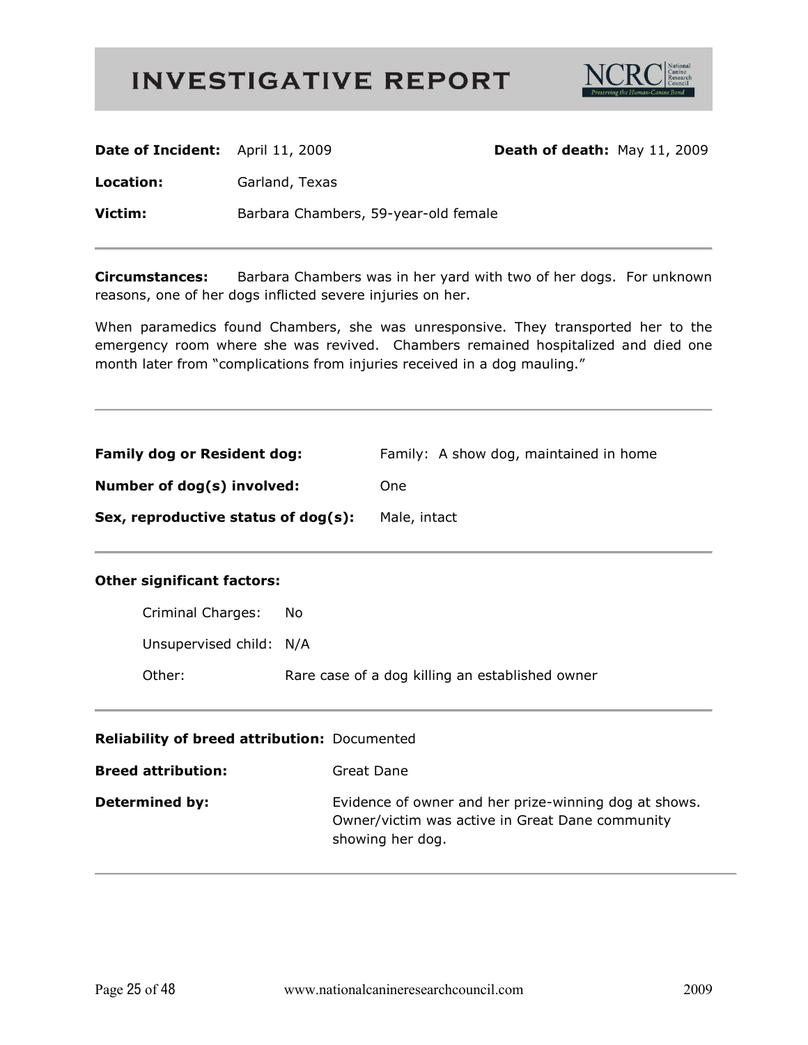# INVESTIGATIVE REPORT

**Date of Incident:** April 11, 2009 **Death of death:** May 11, 2009

**Location:** Garland, Texas

**Victim:** Barbara Chambers, 59-year-old female

---

**Circumstances:** Barbara Chambers was in her yard with two of her dogs. For unknown reasons, one of her dogs inflicted severe injuries on her.

When paramedics found Chambers, she was unresponsive. They transported her to the emergency room where she was revived. Chambers remained hospitalized and died one month later from "complications from injuries received in a dog mauling."

---

**Family dog or Resident dog:** Family: A show dog, maintained in home

**Number of dog(s) involved:** One

**Sex, reproductive status of dog(s):** Male, intact

---

**Other significant factors:**

Criminal Charges: No

Unsupervised child: N/A

Other: Rare case of a dog killing an established owner

---

**Reliability of breed attribution:** Documented

**Breed attribution:** Great Dane

**Determined by:** Evidence of owner and her prize-winning dog at shows. Owner/victim was active in Great Dane community showing her dog.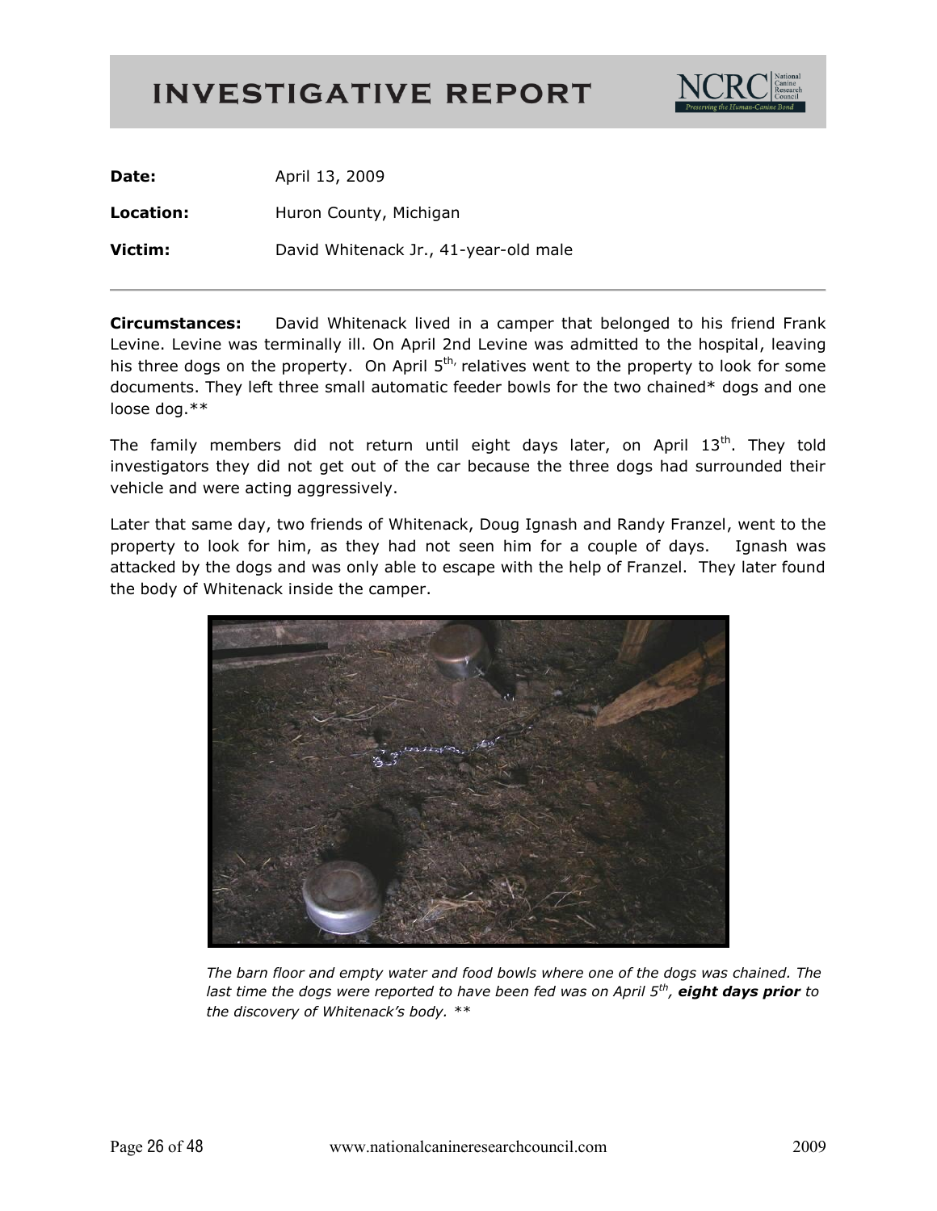# INVESTIGATIVE REPORT

**Date:** April 13, 2009

**Location:** Huron County, Michigan

**Victim:** David Whitenack Jr., 41-year-old male

---

**Circumstances:** David Whitenack lived in a camper that belonged to his friend Frank Levine. Levine was terminally ill. On April 2nd Levine was admitted to the hospital, leaving his three dogs on the property. On April 5th, relatives went to the property to look for some documents. They left three small automatic feeder bowls for the two chained* dogs and one loose dog.**

The family members did not return until eight days later, on April 13th. They told investigators they did not get out of the car because the three dogs had surrounded their vehicle and were acting aggressively.

Later that same day, two friends of Whitenack, Doug Ignash and Randy Franzel, went to the property to look for him, as they had not seen him for a couple of days. Ignash was attacked by the dogs and was only able to escape with the help of Franzel. They later found the body of Whitenack inside the camper.

*The barn floor and empty water and food bowls where one of the dogs was chained. The last time the dogs were reported to have been fed was on April 5th, **eight days prior** to the discovery of Whitenack's body. ***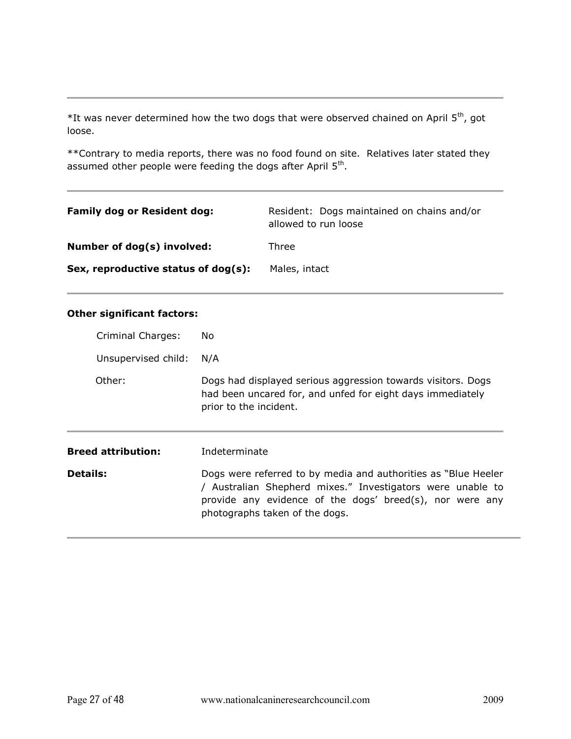*It was never determined how the two dogs that were observed chained on April 5th, got loose.

**Contrary to media reports, there was no food found on site. Relatives later stated they assumed other people were feeding the dogs after April 5th.

---

**Family dog or Resident dog:** Resident: Dogs maintained on chains and/or allowed to run loose

**Number of dog(s) involved:** Three

**Sex, reproductive status of dog(s):** Males, intact

---

**Other significant factors:**

Criminal Charges: No

Unsupervised child: N/A

Other: Dogs had displayed serious aggression towards visitors. Dogs had been uncared for, and unfed for eight days immediately prior to the incident.

---

**Breed attribution:** Indeterminate

**Details:** Dogs were referred to by media and authorities as "Blue Heeler / Australian Shepherd mixes." Investigators were unable to provide any evidence of the dogs' breed(s), nor were any photographs taken of the dogs.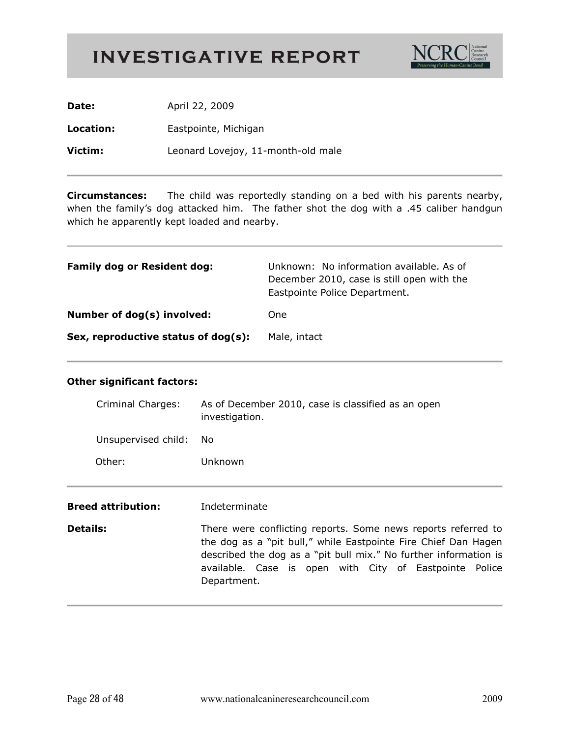# INVESTIGATIVE REPORT

**Date:** April 22, 2009

**Location:** Eastpointe, Michigan

**Victim:** Leonard Lovejoy, 11-month-old male

---

**Circumstances:** The child was reportedly standing on a bed with his parents nearby, when the family's dog attacked him. The father shot the dog with a .45 caliber handgun which he apparently kept loaded and nearby.

---

**Family dog or Resident dog:** Unknown: No information available. As of December 2010, case is still open with the Eastpointe Police Department.

**Number of dog(s) involved:** One

**Sex, reproductive status of dog(s):** Male, intact

---

**Other significant factors:**

Criminal Charges: As of December 2010, case is classified as an open investigation.

Unsupervised child: No

Other: Unknown

---

**Breed attribution:** Indeterminate

**Details:** There were conflicting reports. Some news reports referred to the dog as a "pit bull," while Eastpointe Fire Chief Dan Hagen described the dog as a "pit bull mix." No further information is available. Case is open with City of Eastpointe Police Department.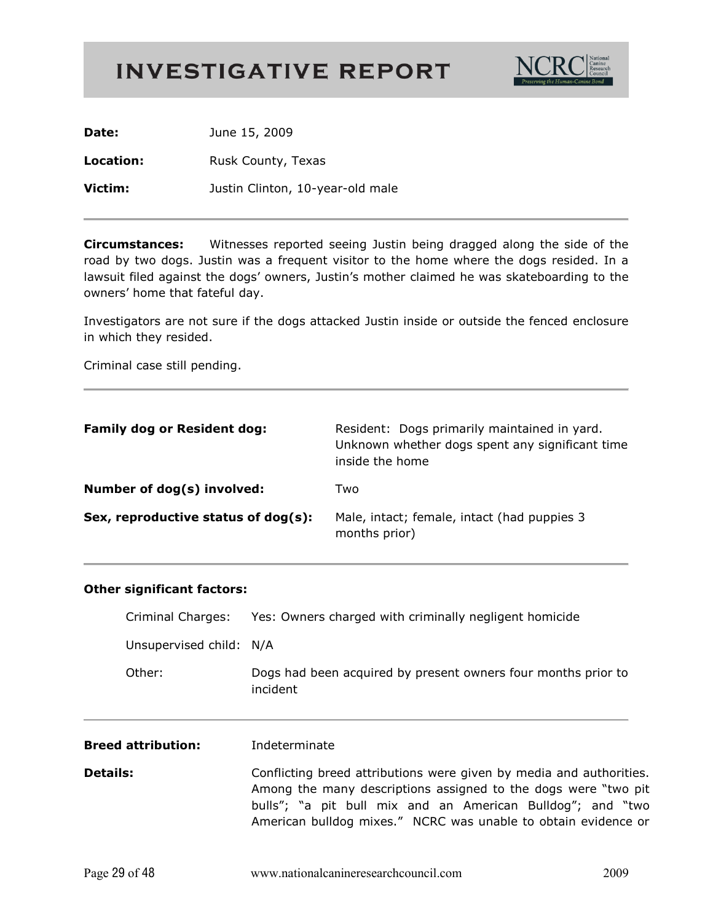# INVESTIGATIVE REPORT

**Date:** June 15, 2009

**Location:** Rusk County, Texas

**Victim:** Justin Clinton, 10-year-old male

---

**Circumstances:** Witnesses reported seeing Justin being dragged along the side of the road by two dogs. Justin was a frequent visitor to the home where the dogs resided. In a lawsuit filed against the dogs' owners, Justin's mother claimed he was skateboarding to the owners' home that fateful day.

Investigators are not sure if the dogs attacked Justin inside or outside the fenced enclosure in which they resided.

Criminal case still pending.

---

**Family dog or Resident dog:** Resident: Dogs primarily maintained in yard. Unknown whether dogs spent any significant time inside the home

**Number of dog(s) involved:** Two

**Sex, reproductive status of dog(s):** Male, intact; female, intact (had puppies 3 months prior)

---

**Other significant factors:**

- Criminal Charges: Yes: Owners charged with criminally negligent homicide
- Unsupervised child: N/A
- Other: Dogs had been acquired by present owners four months prior to incident

---

**Breed attribution:** Indeterminate

**Details:** Conflicting breed attributions were given by media and authorities. Among the many descriptions assigned to the dogs were "two pit bulls"; "a pit bull mix and an American Bulldog"; and "two American bulldog mixes." NCRC was unable to obtain evidence or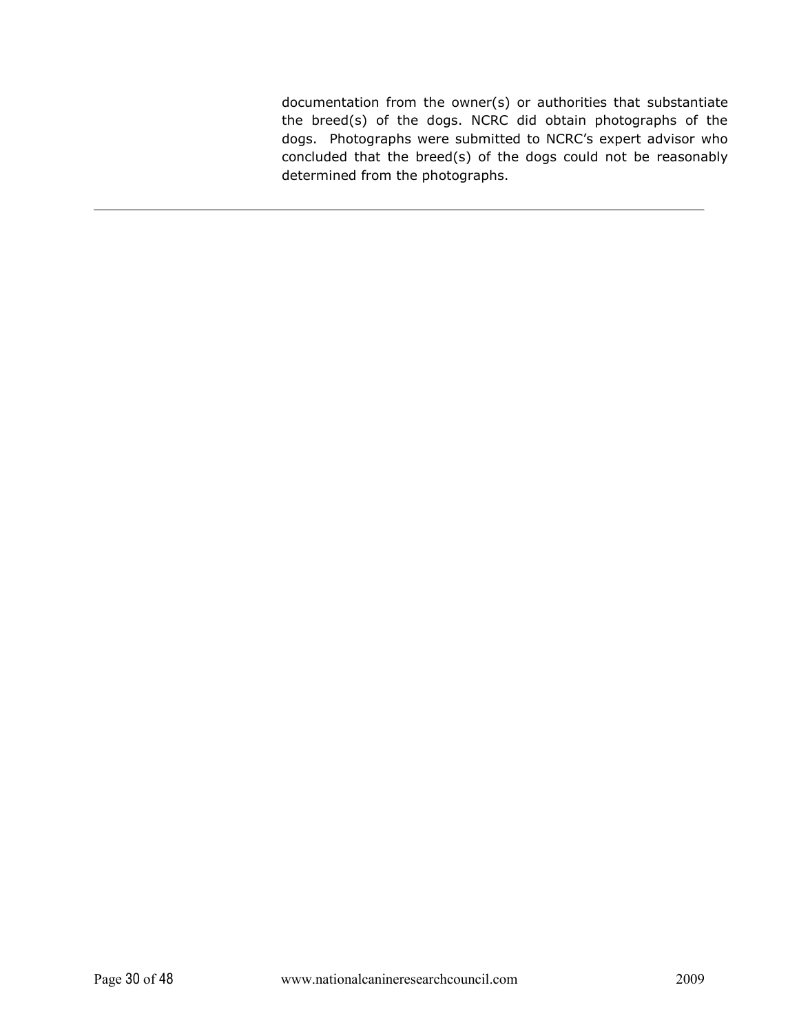documentation from the owner(s) or authorities that substantiate the breed(s) of the dogs. NCRC did obtain photographs of the dogs. Photographs were submitted to NCRC's expert advisor who concluded that the breed(s) of the dogs could not be reasonably determined from the photographs.

---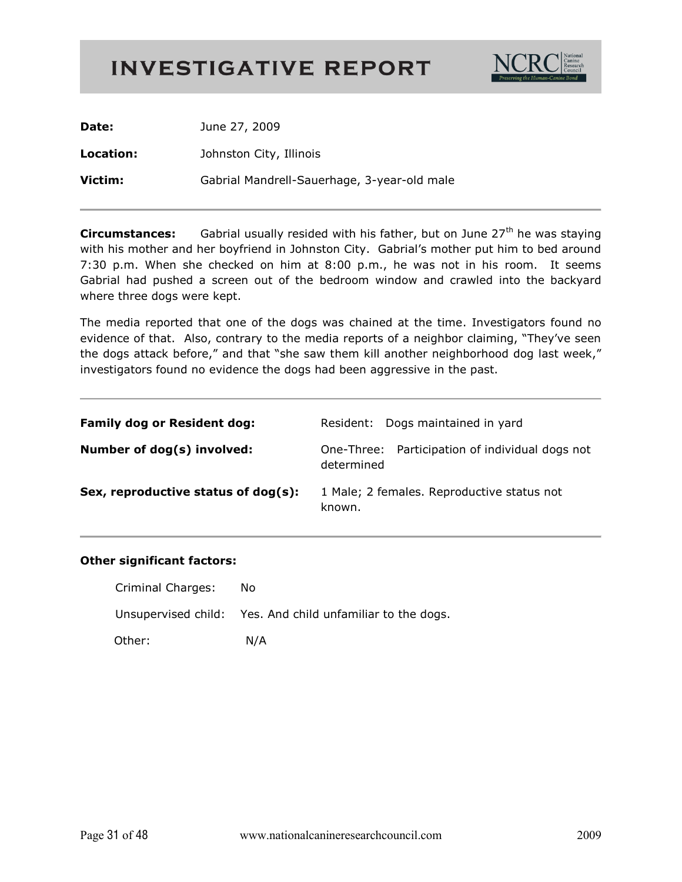# INVESTIGATIVE REPORT

NCRC National Canine Research Council — Preserving the Human-Canine Bond

| | |
|---|---|
| **Date:** | June 27, 2009 |
| **Location:** | Johnston City, Illinois |
| **Victim:** | Gabrial Mandrell-Sauerhage, 3-year-old male |

**Circumstances:** Gabrial usually resided with his father, but on June 27th he was staying with his mother and her boyfriend in Johnston City. Gabrial's mother put him to bed around 7:30 p.m. When she checked on him at 8:00 p.m., he was not in his room. It seems Gabrial had pushed a screen out of the bedroom window and crawled into the backyard where three dogs were kept.

The media reported that one of the dogs was chained at the time. Investigators found no evidence of that. Also, contrary to the media reports of a neighbor claiming, "They've seen the dogs attack before," and that "she saw them kill another neighborhood dog last week," investigators found no evidence the dogs had been aggressive in the past.

| | |
|---|---|
| **Family dog or Resident dog:** | Resident: Dogs maintained in yard |
| **Number of dog(s) involved:** | One-Three: Participation of individual dogs not determined |
| **Sex, reproductive status of dog(s):** | 1 Male; 2 females. Reproductive status not known. |

**Other significant factors:**

| | |
|---|---|
| Criminal Charges: | No |
| Unsupervised child: | Yes. And child unfamiliar to the dogs. |
| Other: | N/A |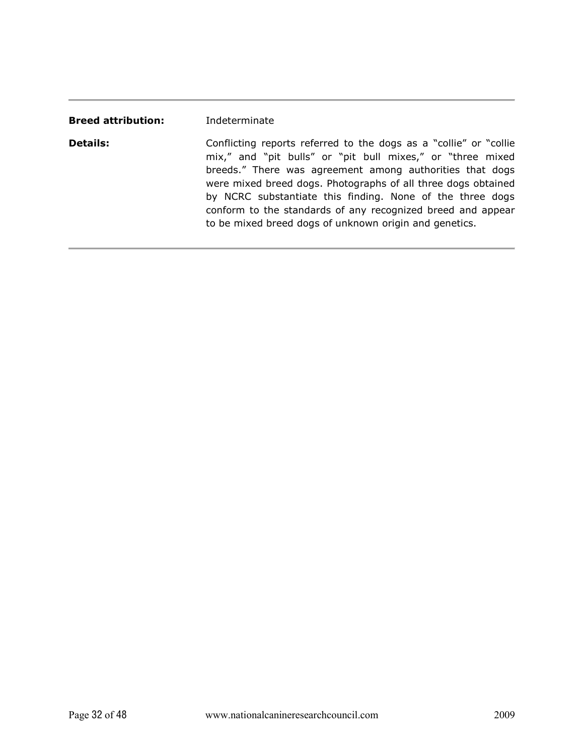**Breed attribution:** Indeterminate

**Details:** Conflicting reports referred to the dogs as a "collie" or "collie mix," and "pit bulls" or "pit bull mixes," or "three mixed breeds." There was agreement among authorities that dogs were mixed breed dogs. Photographs of all three dogs obtained by NCRC substantiate this finding. None of the three dogs conform to the standards of any recognized breed and appear to be mixed breed dogs of unknown origin and genetics.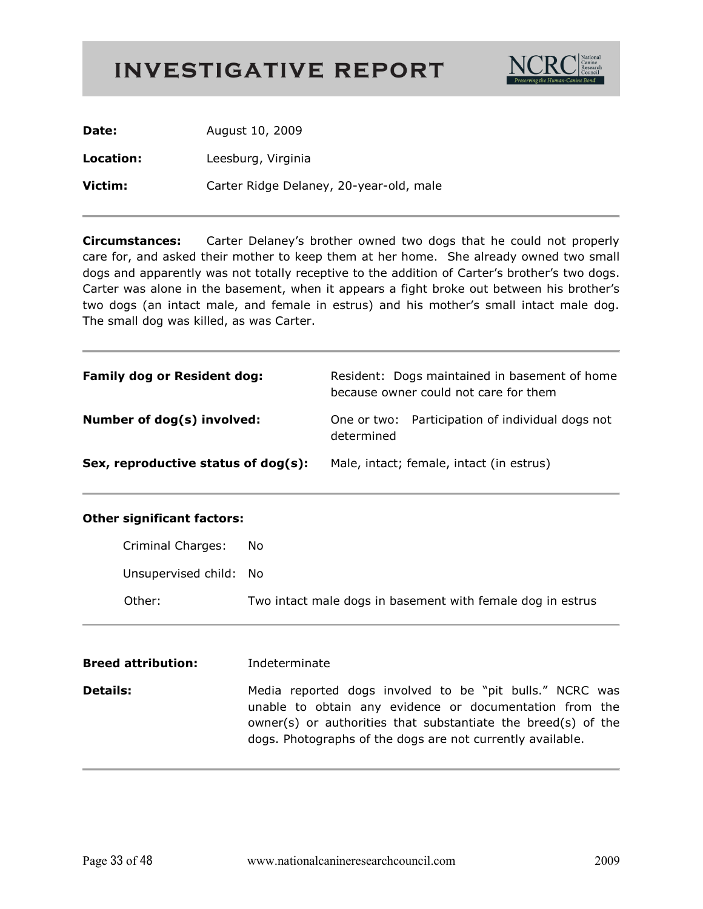# INVESTIGATIVE REPORT

| | |
|---|---|
| **Date:** | August 10, 2009 |
| **Location:** | Leesburg, Virginia |
| **Victim:** | Carter Ridge Delaney, 20-year-old, male |

---

**Circumstances:** Carter Delaney's brother owned two dogs that he could not properly care for, and asked their mother to keep them at her home. She already owned two small dogs and apparently was not totally receptive to the addition of Carter's brother's two dogs. Carter was alone in the basement, when it appears a fight broke out between his brother's two dogs (an intact male, and female in estrus) and his mother's small intact male dog. The small dog was killed, as was Carter.

---

| | |
|---|---|
| **Family dog or Resident dog:** | Resident: Dogs maintained in basement of home because owner could not care for them |
| **Number of dog(s) involved:** | One or two: Participation of individual dogs not determined |
| **Sex, reproductive status of dog(s):** | Male, intact; female, intact (in estrus) |

---

**Other significant factors:**

| | |
|---|---|
| Criminal Charges: | No |
| Unsupervised child: | No |
| Other: | Two intact male dogs in basement with female dog in estrus |

---

| | |
|---|---|
| **Breed attribution:** | Indeterminate |
| **Details:** | Media reported dogs involved to be "pit bulls." NCRC was unable to obtain any evidence or documentation from the owner(s) or authorities that substantiate the breed(s) of the dogs. Photographs of the dogs are not currently available. |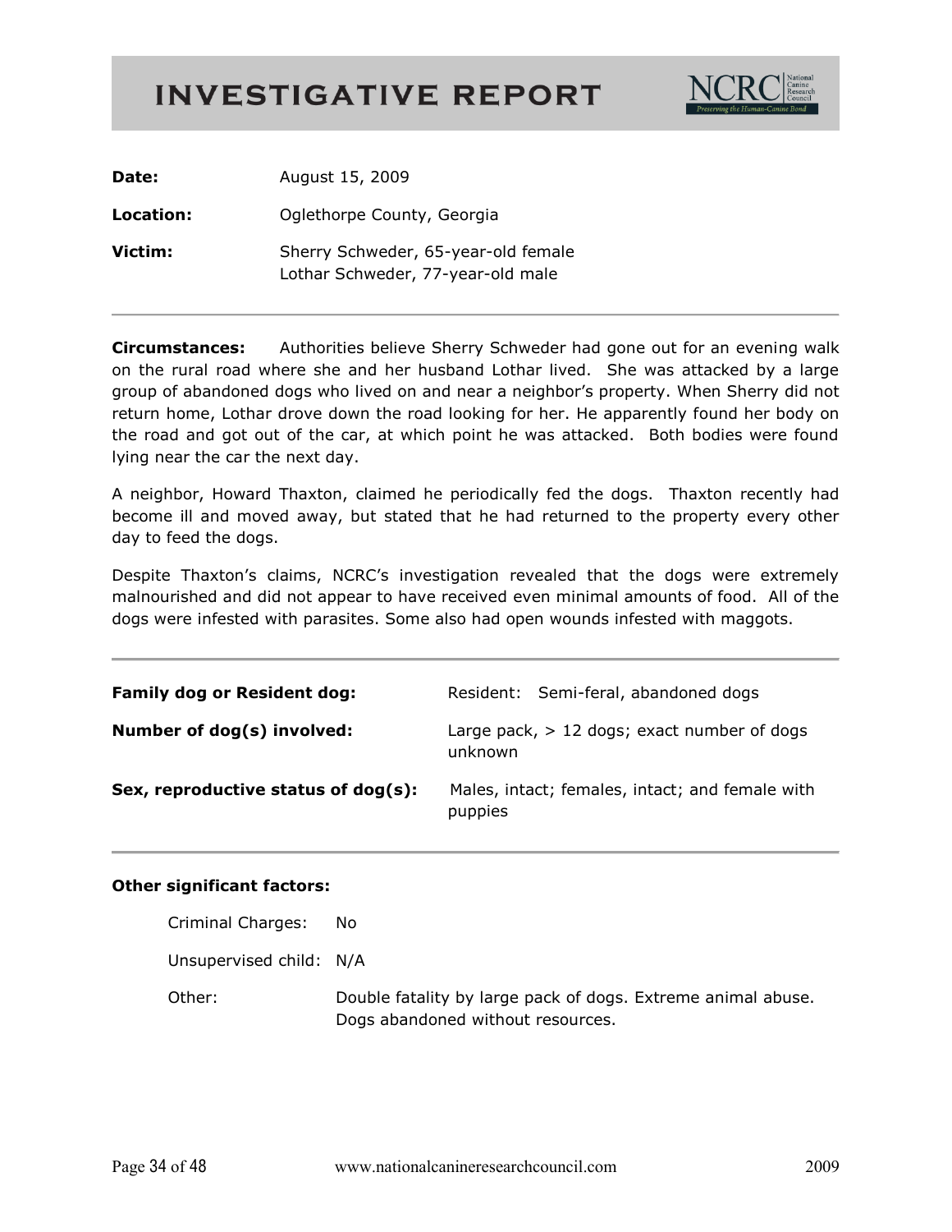# INVESTIGATIVE REPORT

NCRC National Canine Research Council — Preserving the Human-Canine Bond

**Date:** August 15, 2009

**Location:** Oglethorpe County, Georgia

**Victim:** Sherry Schweder, 65-year-old female
Lothar Schweder, 77-year-old male

---

**Circumstances:** Authorities believe Sherry Schweder had gone out for an evening walk on the rural road where she and her husband Lothar lived. She was attacked by a large group of abandoned dogs who lived on and near a neighbor's property. When Sherry did not return home, Lothar drove down the road looking for her. He apparently found her body on the road and got out of the car, at which point he was attacked. Both bodies were found lying near the car the next day.

A neighbor, Howard Thaxton, claimed he periodically fed the dogs. Thaxton recently had become ill and moved away, but stated that he had returned to the property every other day to feed the dogs.

Despite Thaxton's claims, NCRC's investigation revealed that the dogs were extremely malnourished and did not appear to have received even minimal amounts of food. All of the dogs were infested with parasites. Some also had open wounds infested with maggots.

---

**Family dog or Resident dog:** Resident: Semi-feral, abandoned dogs

**Number of dog(s) involved:** Large pack, > 12 dogs; exact number of dogs unknown

**Sex, reproductive status of dog(s):** Males, intact; females, intact; and female with puppies

---

**Other significant factors:**

Criminal Charges: No

Unsupervised child: N/A

Other: Double fatality by large pack of dogs. Extreme animal abuse. Dogs abandoned without resources.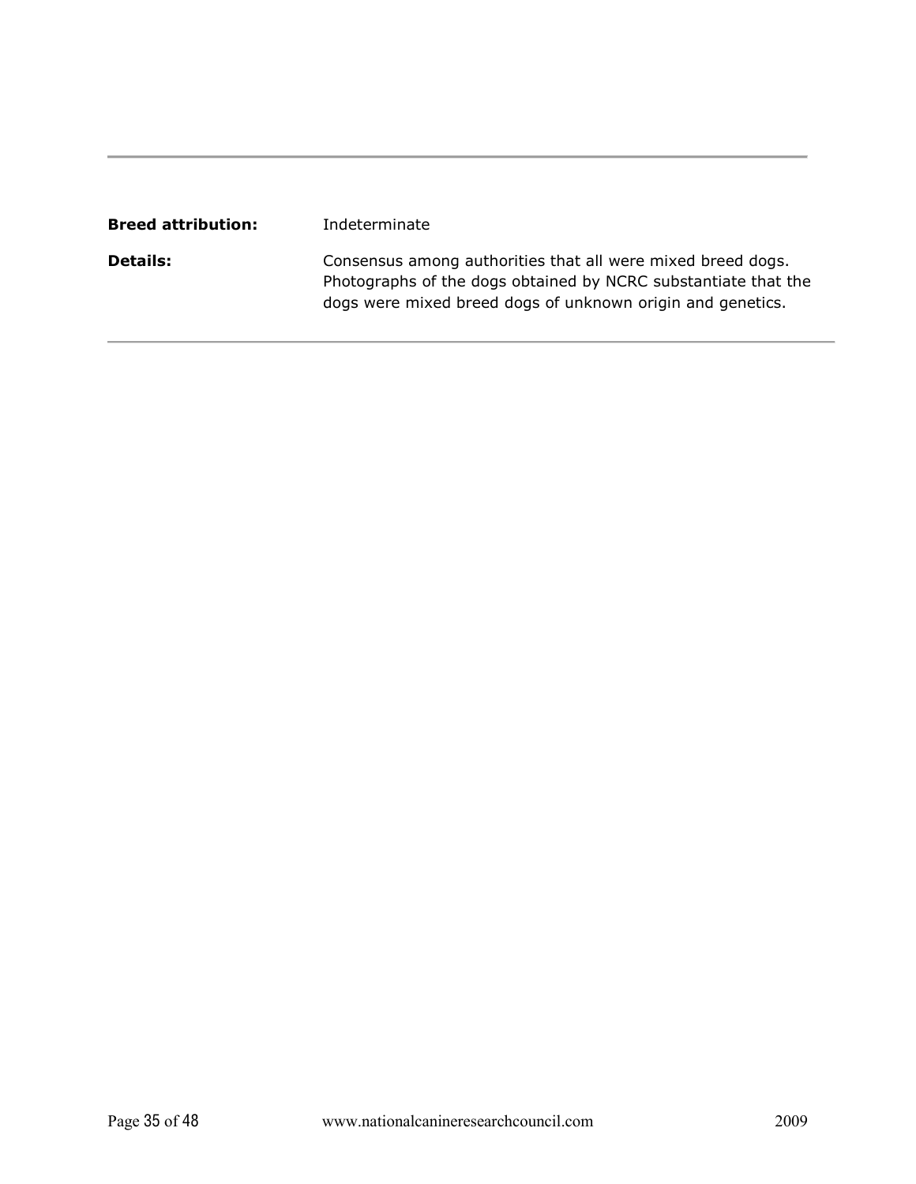| | |
|---|---|
| **Breed attribution:** | Indeterminate |
| **Details:** | Consensus among authorities that all were mixed breed dogs. Photographs of the dogs obtained by NCRC substantiate that the dogs were mixed breed dogs of unknown origin and genetics. |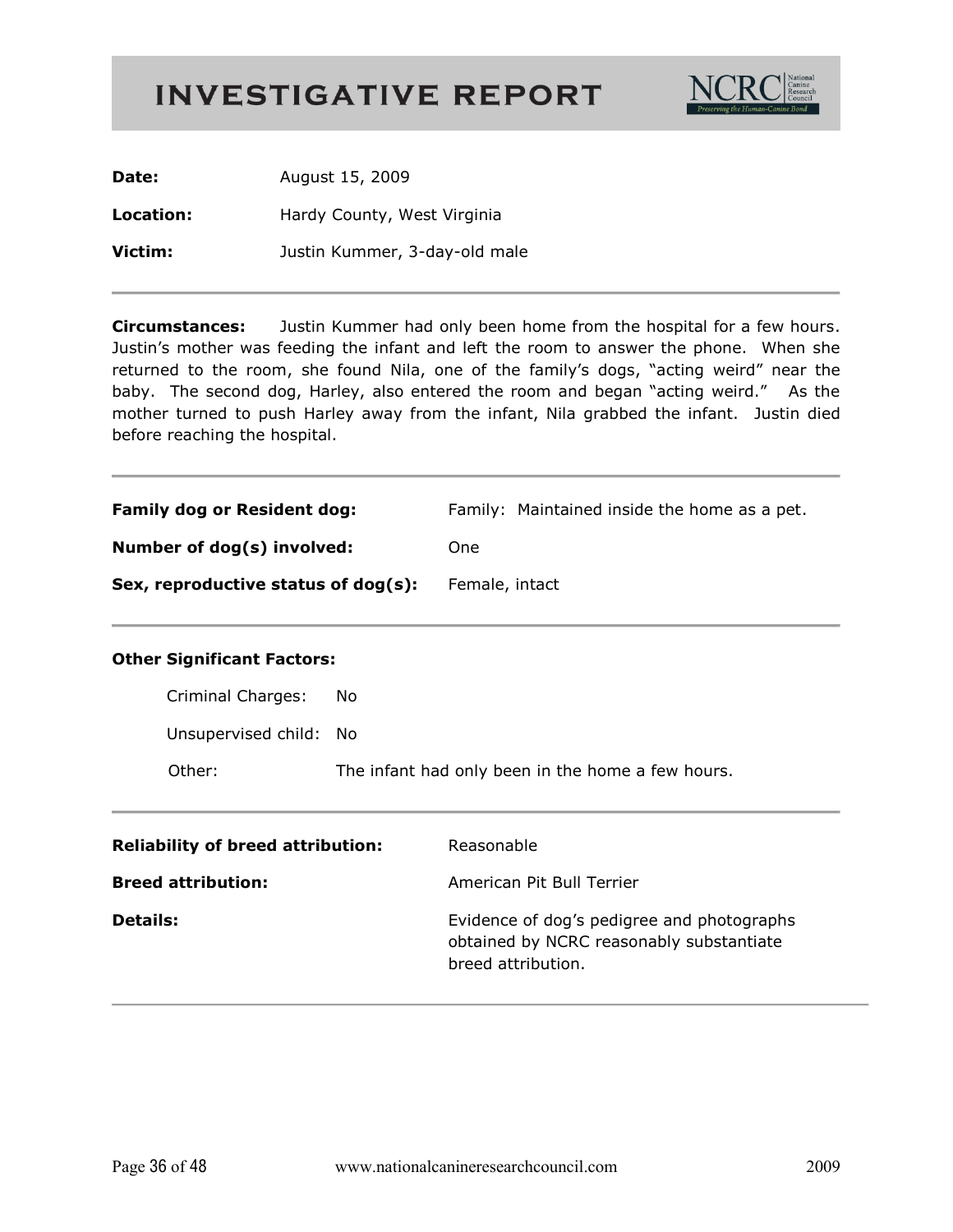# INVESTIGATIVE REPORT

NCRC National Canine Research Council — Preserving the Human-Canine Bond

**Date:** August 15, 2009

**Location:** Hardy County, West Virginia

**Victim:** Justin Kummer, 3-day-old male

---

**Circumstances:** Justin Kummer had only been home from the hospital for a few hours. Justin's mother was feeding the infant and left the room to answer the phone. When she returned to the room, she found Nila, one of the family's dogs, "acting weird" near the baby. The second dog, Harley, also entered the room and began "acting weird." As the mother turned to push Harley away from the infant, Nila grabbed the infant. Justin died before reaching the hospital.

---

**Family dog or Resident dog:** Family: Maintained inside the home as a pet.

**Number of dog(s) involved:** One

**Sex, reproductive status of dog(s):** Female, intact

---

**Other Significant Factors:**

Criminal Charges: No

Unsupervised child: No

Other: The infant had only been in the home a few hours.

---

**Reliability of breed attribution:** Reasonable

**Breed attribution:** American Pit Bull Terrier

**Details:** Evidence of dog's pedigree and photographs obtained by NCRC reasonably substantiate breed attribution.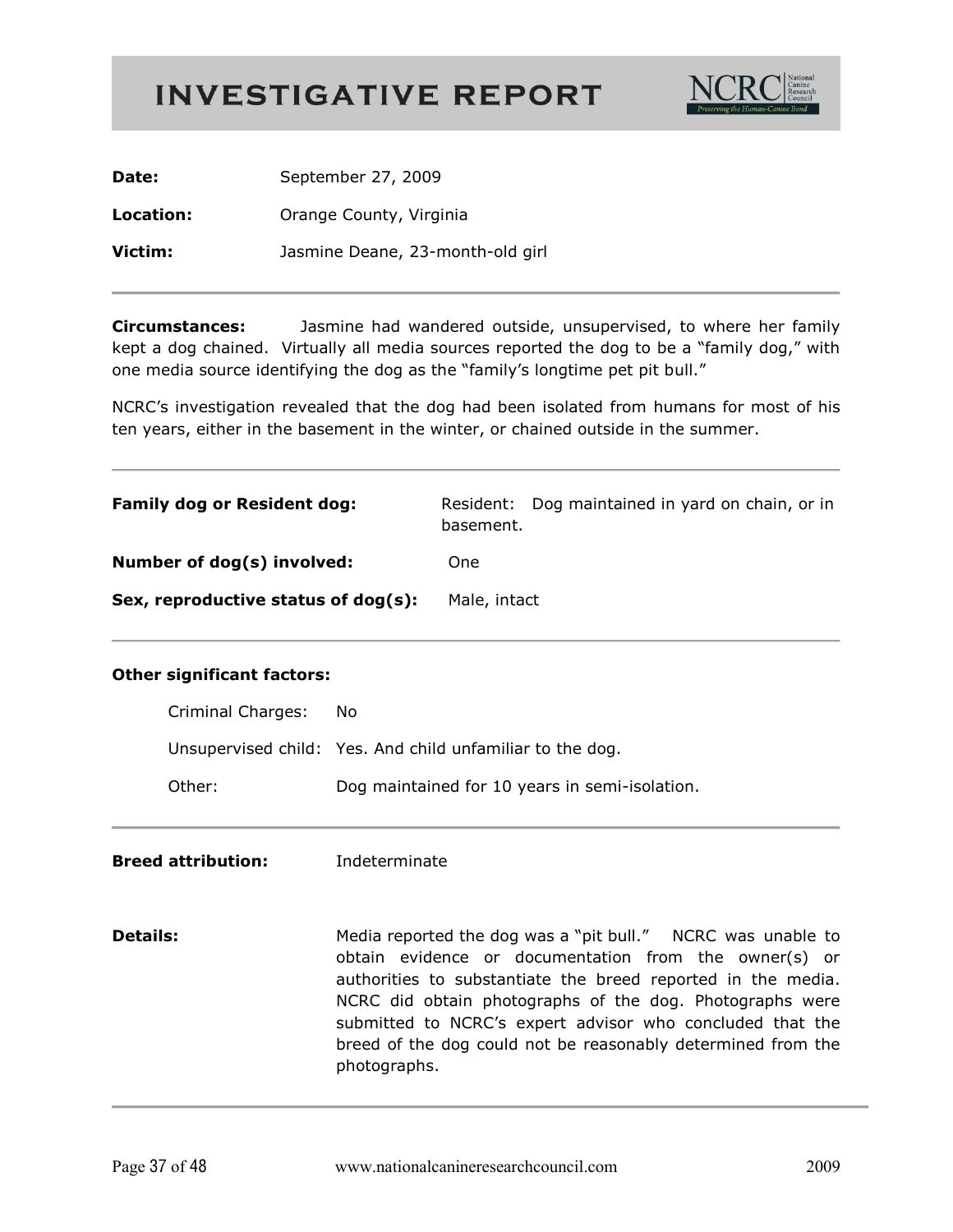# INVESTIGATIVE REPORT

**Date:** September 27, 2009

**Location:** Orange County, Virginia

**Victim:** Jasmine Deane, 23-month-old girl

---

**Circumstances:** Jasmine had wandered outside, unsupervised, to where her family kept a dog chained. Virtually all media sources reported the dog to be a "family dog," with one media source identifying the dog as the "family's longtime pet pit bull."

NCRC's investigation revealed that the dog had been isolated from humans for most of his ten years, either in the basement in the winter, or chained outside in the summer.

---

**Family dog or Resident dog:** Resident: Dog maintained in yard on chain, or in basement.

**Number of dog(s) involved:** One

**Sex, reproductive status of dog(s):** Male, intact

---

**Other significant factors:**

Criminal Charges: No

Unsupervised child: Yes. And child unfamiliar to the dog.

Other: Dog maintained for 10 years in semi-isolation.

---

**Breed attribution:** Indeterminate

**Details:** Media reported the dog was a "pit bull." NCRC was unable to obtain evidence or documentation from the owner(s) or authorities to substantiate the breed reported in the media. NCRC did obtain photographs of the dog. Photographs were submitted to NCRC's expert advisor who concluded that the breed of the dog could not be reasonably determined from the photographs.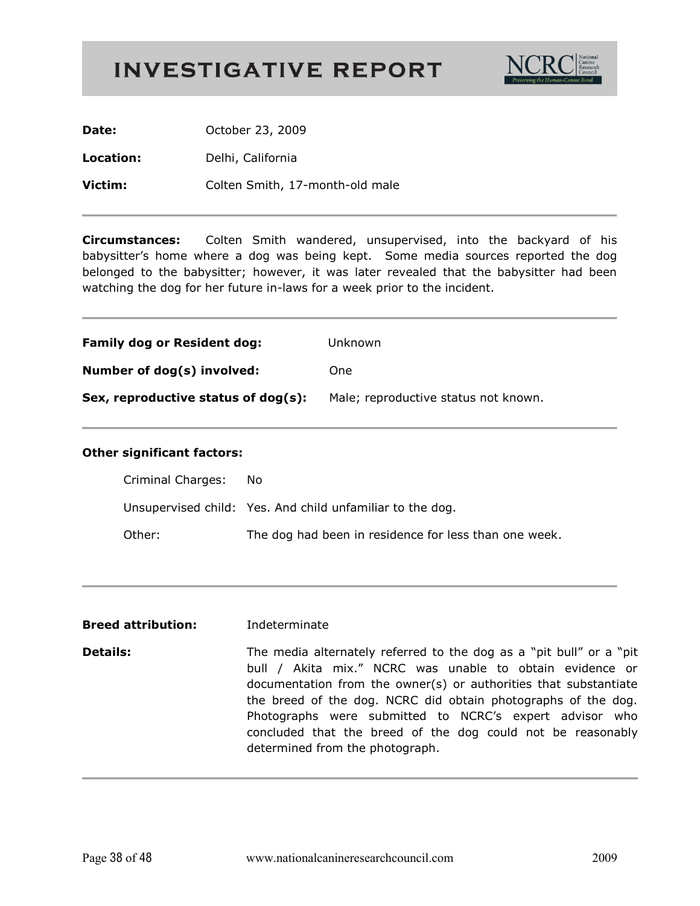# INVESTIGATIVE REPORT

**Date:** October 23, 2009

**Location:** Delhi, California

**Victim:** Colten Smith, 17-month-old male

---

**Circumstances:** Colten Smith wandered, unsupervised, into the backyard of his babysitter's home where a dog was being kept. Some media sources reported the dog belonged to the babysitter; however, it was later revealed that the babysitter had been watching the dog for her future in-laws for a week prior to the incident.

---

**Family dog or Resident dog:** Unknown

**Number of dog(s) involved:** One

**Sex, reproductive status of dog(s):** Male; reproductive status not known.

---

**Other significant factors:**

Criminal Charges: No

Unsupervised child: Yes. And child unfamiliar to the dog.

Other: The dog had been in residence for less than one week.

---

**Breed attribution:** Indeterminate

**Details:** The media alternately referred to the dog as a "pit bull" or a "pit bull / Akita mix." NCRC was unable to obtain evidence or documentation from the owner(s) or authorities that substantiate the breed of the dog. NCRC did obtain photographs of the dog. Photographs were submitted to NCRC's expert advisor who concluded that the breed of the dog could not be reasonably determined from the photograph.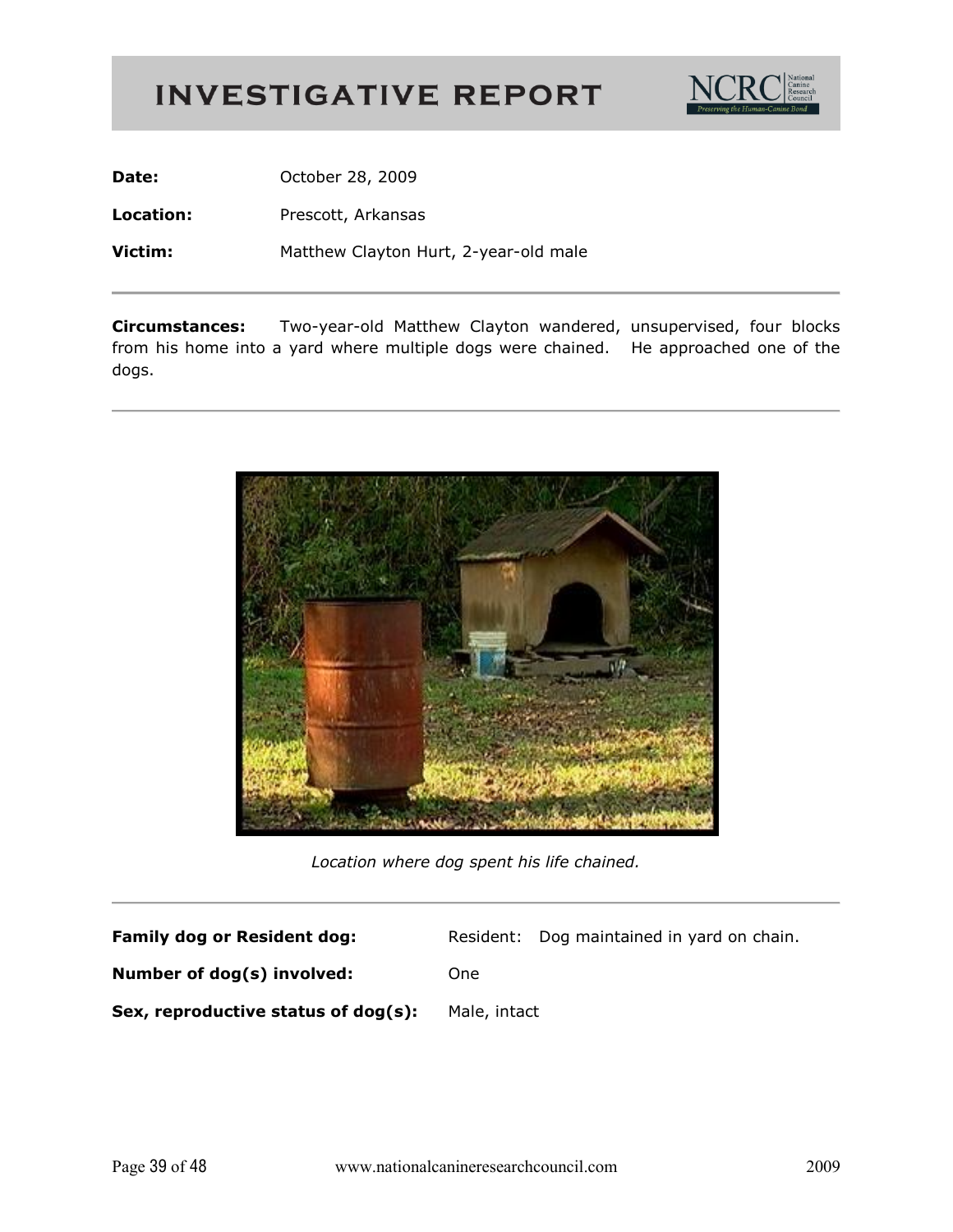# INVESTIGATIVE REPORT

| | |
|---|---|
| **Date:** | October 28, 2009 |
| **Location:** | Prescott, Arkansas |
| **Victim:** | Matthew Clayton Hurt, 2-year-old male |

**Circumstances:** Two-year-old Matthew Clayton wandered, unsupervised, four blocks from his home into a yard where multiple dogs were chained. He approached one of the dogs.

*Location where dog spent his life chained.*

| | |
|---|---|
| **Family dog or Resident dog:** | Resident: Dog maintained in yard on chain. |
| **Number of dog(s) involved:** | One |
| **Sex, reproductive status of dog(s):** | Male, intact |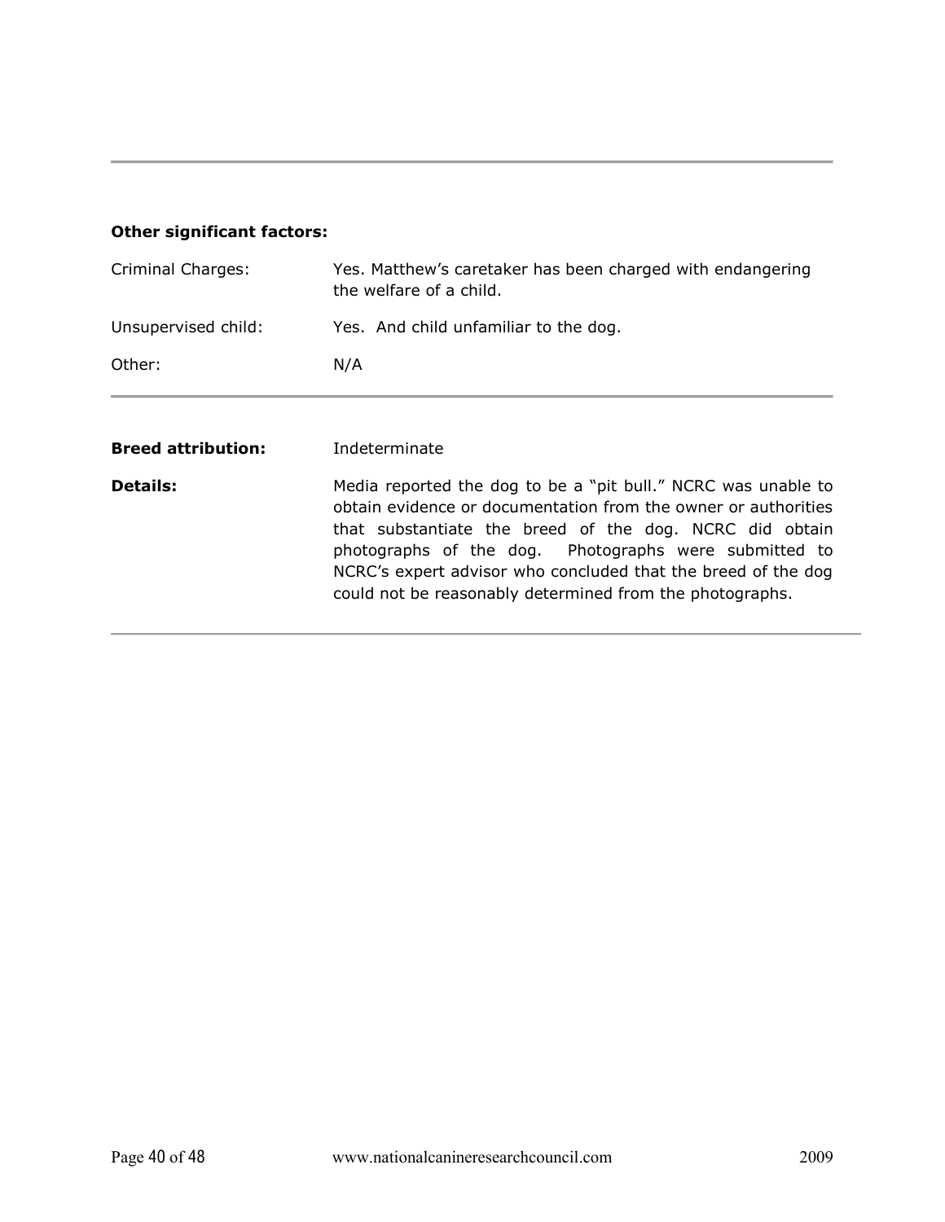---

**Other significant factors:**

| | |
|---|---|
| Criminal Charges: | Yes. Matthew's caretaker has been charged with endangering the welfare of a child. |
| Unsupervised child: | Yes. And child unfamiliar to the dog. |
| Other: | N/A |

---

| | |
|---|---|
| **Breed attribution:** | Indeterminate |
| **Details:** | Media reported the dog to be a "pit bull." NCRC was unable to obtain evidence or documentation from the owner or authorities that substantiate the breed of the dog. NCRC did obtain photographs of the dog. Photographs were submitted to NCRC's expert advisor who concluded that the breed of the dog could not be reasonably determined from the photographs. |

---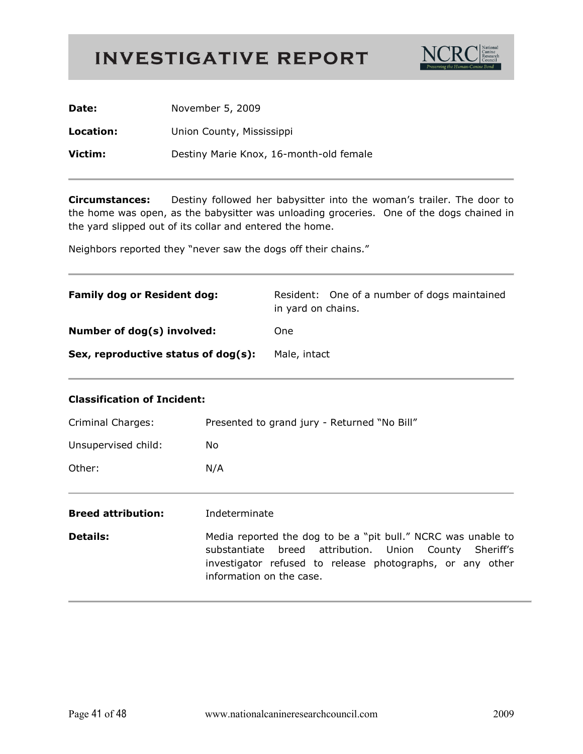# INVESTIGATIVE REPORT

**Date:** November 5, 2009

**Location:** Union County, Mississippi

**Victim:** Destiny Marie Knox, 16-month-old female

---

**Circumstances:** Destiny followed her babysitter into the woman's trailer. The door to the home was open, as the babysitter was unloading groceries. One of the dogs chained in the yard slipped out of its collar and entered the home.

Neighbors reported they "never saw the dogs off their chains."

---

**Family dog or Resident dog:** Resident: One of a number of dogs maintained in yard on chains.

**Number of dog(s) involved:** One

**Sex, reproductive status of dog(s):** Male, intact

---

**Classification of Incident:**

Criminal Charges: Presented to grand jury - Returned "No Bill"

Unsupervised child: No

Other: N/A

---

**Breed attribution:** Indeterminate

**Details:** Media reported the dog to be a "pit bull." NCRC was unable to substantiate breed attribution. Union County Sheriff's investigator refused to release photographs, or any other information on the case.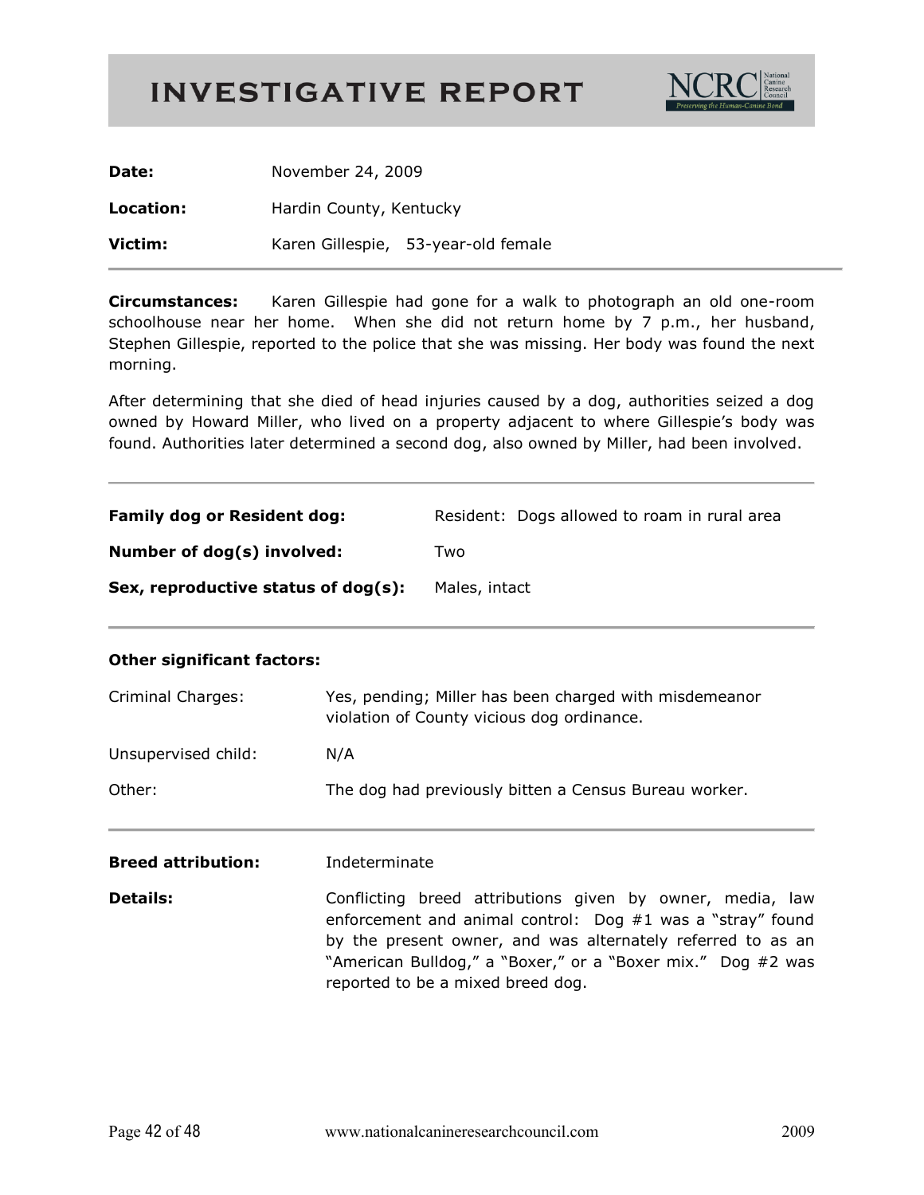# INVESTIGATIVE REPORT

NCRC National Canine Research Council — Preserving the Human-Canine Bond

**Date:** November 24, 2009

**Location:** Hardin County, Kentucky

**Victim:** Karen Gillespie, 53-year-old female

---

**Circumstances:** Karen Gillespie had gone for a walk to photograph an old one-room schoolhouse near her home. When she did not return home by 7 p.m., her husband, Stephen Gillespie, reported to the police that she was missing. Her body was found the next morning.

After determining that she died of head injuries caused by a dog, authorities seized a dog owned by Howard Miller, who lived on a property adjacent to where Gillespie's body was found. Authorities later determined a second dog, also owned by Miller, had been involved.

---

**Family dog or Resident dog:** Resident: Dogs allowed to roam in rural area

**Number of dog(s) involved:** Two

**Sex, reproductive status of dog(s):** Males, intact

---

**Other significant factors:**

Criminal Charges: Yes, pending; Miller has been charged with misdemeanor violation of County vicious dog ordinance.

Unsupervised child: N/A

Other: The dog had previously bitten a Census Bureau worker.

---

**Breed attribution:** Indeterminate

**Details:** Conflicting breed attributions given by owner, media, law enforcement and animal control: Dog #1 was a "stray" found by the present owner, and was alternately referred to as an "American Bulldog," a "Boxer," or a "Boxer mix." Dog #2 was reported to be a mixed breed dog.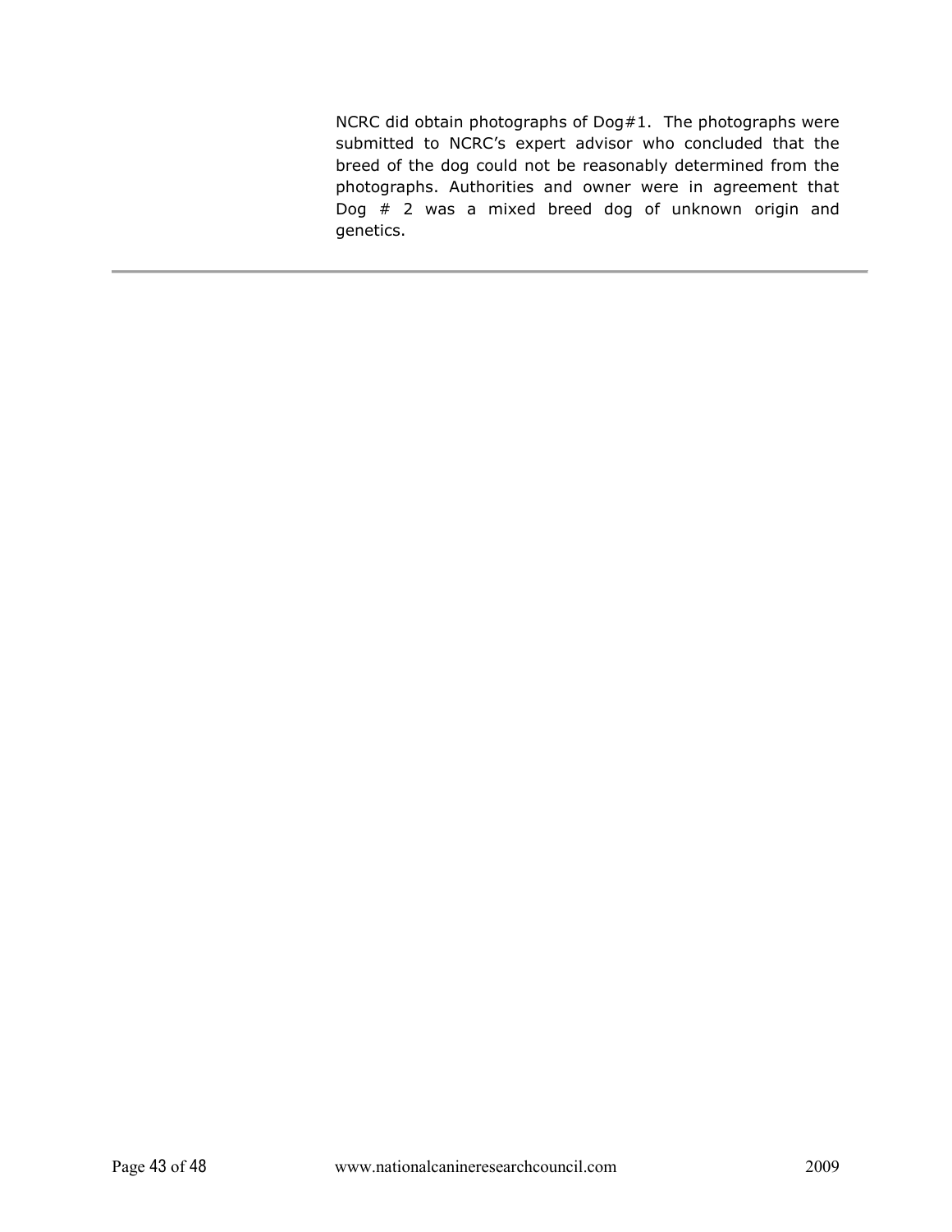NCRC did obtain photographs of Dog#1. The photographs were submitted to NCRC's expert advisor who concluded that the breed of the dog could not be reasonably determined from the photographs. Authorities and owner were in agreement that Dog # 2 was a mixed breed dog of unknown origin and genetics.

---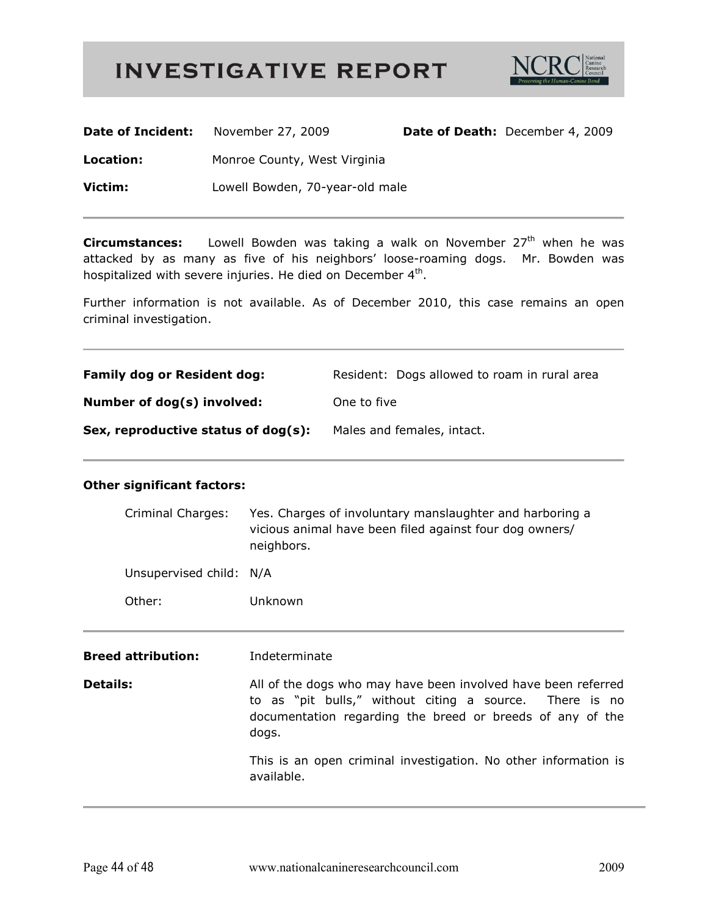# INVESTIGATIVE REPORT

NCRC National Canine Research Council — Preserving the Human-Canine Bond

**Date of Incident:** November 27, 2009 **Date of Death:** December 4, 2009

**Location:** Monroe County, West Virginia

**Victim:** Lowell Bowden, 70-year-old male

---

**Circumstances:** Lowell Bowden was taking a walk on November 27th when he was attacked by as many as five of his neighbors' loose-roaming dogs. Mr. Bowden was hospitalized with severe injuries. He died on December 4th.

Further information is not available. As of December 2010, this case remains an open criminal investigation.

---

**Family dog or Resident dog:** Resident: Dogs allowed to roam in rural area

**Number of dog(s) involved:** One to five

**Sex, reproductive status of dog(s):** Males and females, intact.

---

**Other significant factors:**

Criminal Charges: Yes. Charges of involuntary manslaughter and harboring a vicious animal have been filed against four dog owners/ neighbors.

Unsupervised child: N/A

Other: Unknown

---

**Breed attribution:** Indeterminate

**Details:** All of the dogs who may have been involved have been referred to as "pit bulls," without citing a source. There is no documentation regarding the breed or breeds of any of the dogs.

This is an open criminal investigation. No other information is available.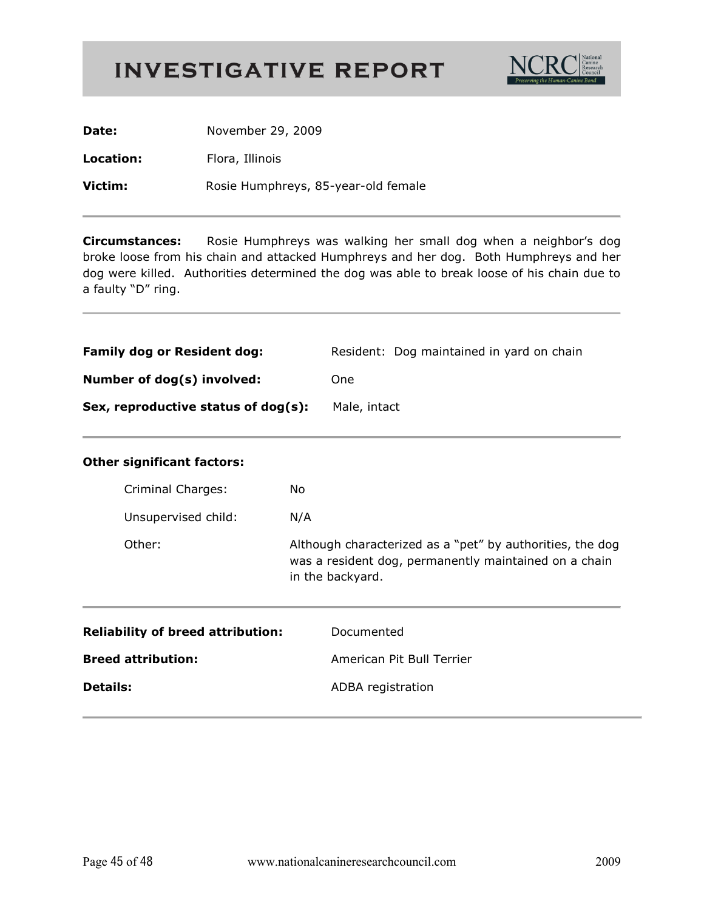# INVESTIGATIVE REPORT

NCRC National Canine Research Council — Preserving the Human-Canine Bond

**Date:** November 29, 2009

**Location:** Flora, Illinois

**Victim:** Rosie Humphreys, 85-year-old female

---

**Circumstances:** Rosie Humphreys was walking her small dog when a neighbor's dog broke loose from his chain and attacked Humphreys and her dog. Both Humphreys and her dog were killed. Authorities determined the dog was able to break loose of his chain due to a faulty "D" ring.

---

**Family dog or Resident dog:** Resident: Dog maintained in yard on chain

**Number of dog(s) involved:** One

**Sex, reproductive status of dog(s):** Male, intact

---

**Other significant factors:**

Criminal Charges: No

Unsupervised child: N/A

Other: Although characterized as a "pet" by authorities, the dog was a resident dog, permanently maintained on a chain in the backyard.

---

**Reliability of breed attribution:** Documented

**Breed attribution:** American Pit Bull Terrier

**Details:** ADBA registration

---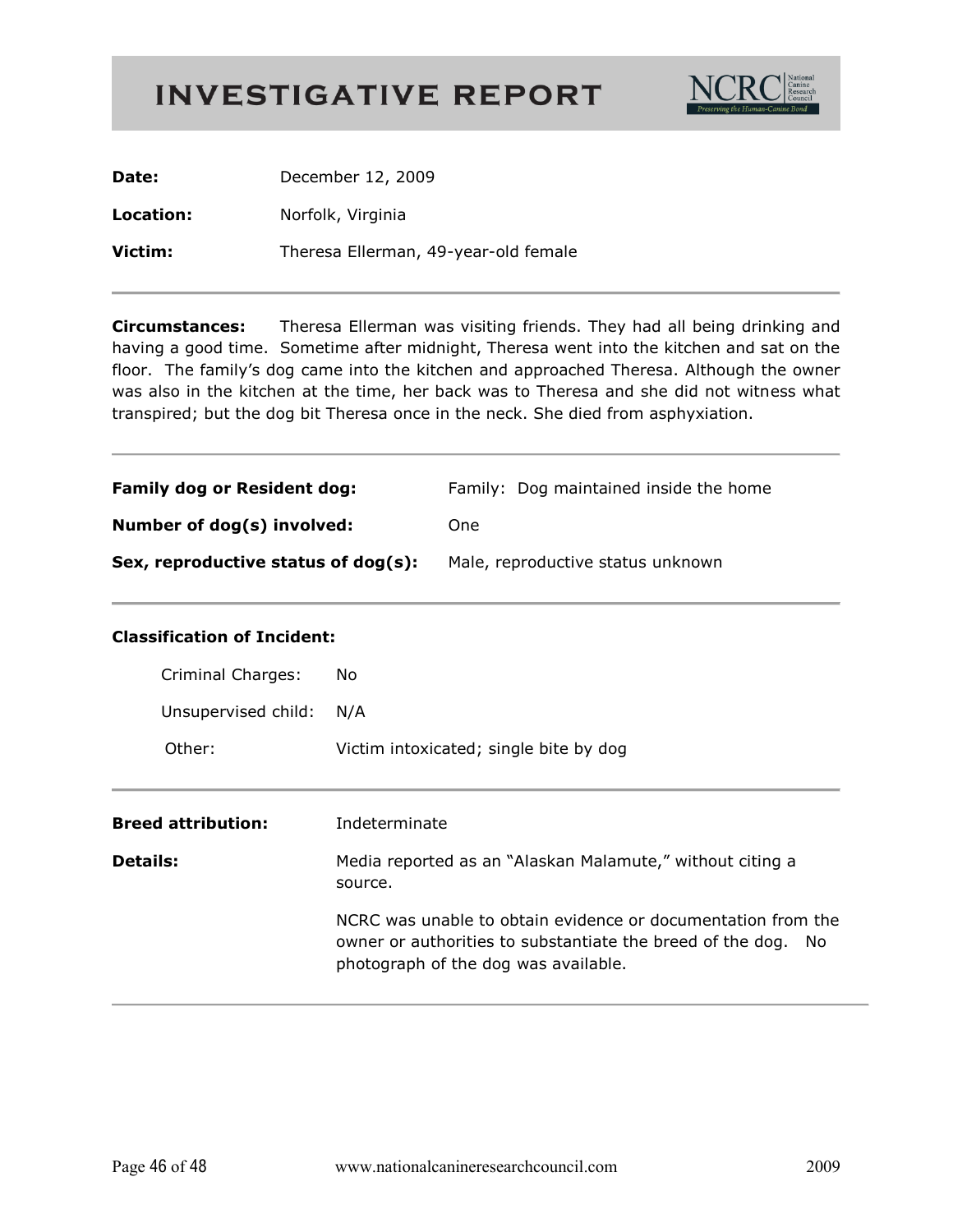# INVESTIGATIVE REPORT

NCRC National Canine Research Council — Preserving the Human-Canine Bond

**Date:** December 12, 2009

**Location:** Norfolk, Virginia

**Victim:** Theresa Ellerman, 49-year-old female

---

**Circumstances:** Theresa Ellerman was visiting friends. They had all being drinking and having a good time. Sometime after midnight, Theresa went into the kitchen and sat on the floor. The family's dog came into the kitchen and approached Theresa. Although the owner was also in the kitchen at the time, her back was to Theresa and she did not witness what transpired; but the dog bit Theresa once in the neck. She died from asphyxiation.

---

**Family dog or Resident dog:** Family: Dog maintained inside the home

**Number of dog(s) involved:** One

**Sex, reproductive status of dog(s):** Male, reproductive status unknown

---

**Classification of Incident:**

Criminal Charges: No

Unsupervised child: N/A

Other: Victim intoxicated; single bite by dog

---

**Breed attribution:** Indeterminate

**Details:** Media reported as an "Alaskan Malamute," without citing a source.

NCRC was unable to obtain evidence or documentation from the owner or authorities to substantiate the breed of the dog. No photograph of the dog was available.

---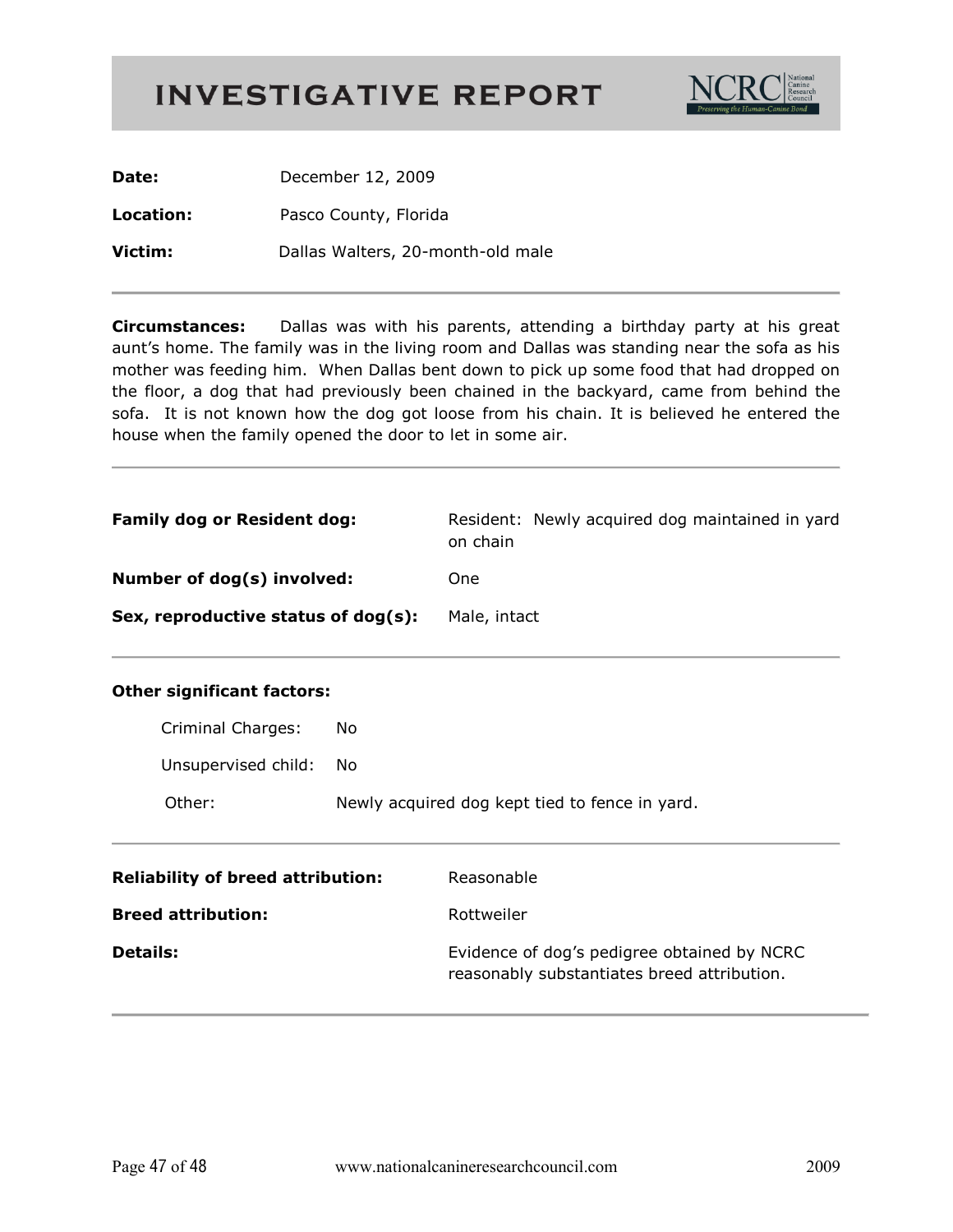# INVESTIGATIVE REPORT

**Date:** December 12, 2009

**Location:** Pasco County, Florida

**Victim:** Dallas Walters, 20-month-old male

---

**Circumstances:** Dallas was with his parents, attending a birthday party at his great aunt's home. The family was in the living room and Dallas was standing near the sofa as his mother was feeding him. When Dallas bent down to pick up some food that had dropped on the floor, a dog that had previously been chained in the backyard, came from behind the sofa. It is not known how the dog got loose from his chain. It is believed he entered the house when the family opened the door to let in some air.

---

**Family dog or Resident dog:** Resident: Newly acquired dog maintained in yard on chain

**Number of dog(s) involved:** One

**Sex, reproductive status of dog(s):** Male, intact

---

**Other significant factors:**

Criminal Charges: No

Unsupervised child: No

Other: Newly acquired dog kept tied to fence in yard.

---

**Reliability of breed attribution:** Reasonable

**Breed attribution:** Rottweiler

**Details:** Evidence of dog's pedigree obtained by NCRC reasonably substantiates breed attribution.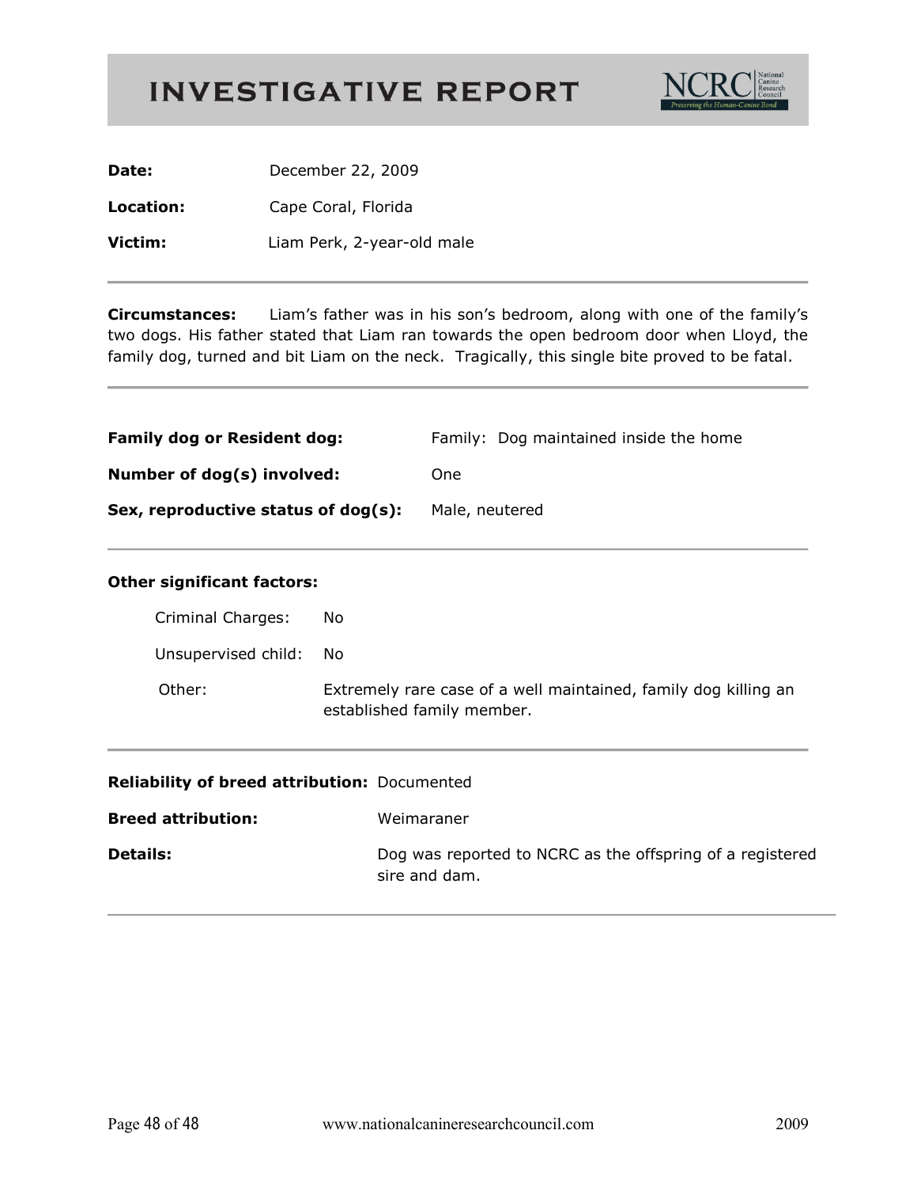# INVESTIGATIVE REPORT

NCRC National Canine Research Council — *Preserving the Human-Canine Bond*

**Date:** December 22, 2009

**Location:** Cape Coral, Florida

**Victim:** Liam Perk, 2-year-old male

---

**Circumstances:** Liam's father was in his son's bedroom, along with one of the family's two dogs. His father stated that Liam ran towards the open bedroom door when Lloyd, the family dog, turned and bit Liam on the neck. Tragically, this single bite proved to be fatal.

---

**Family dog or Resident dog:** Family: Dog maintained inside the home

**Number of dog(s) involved:** One

**Sex, reproductive status of dog(s):** Male, neutered

---

**Other significant factors:**

Criminal Charges: No

Unsupervised child: No

Other: Extremely rare case of a well maintained, family dog killing an established family member.

---

**Reliability of breed attribution:** Documented

**Breed attribution:** Weimaraner

**Details:** Dog was reported to NCRC as the offspring of a registered sire and dam.